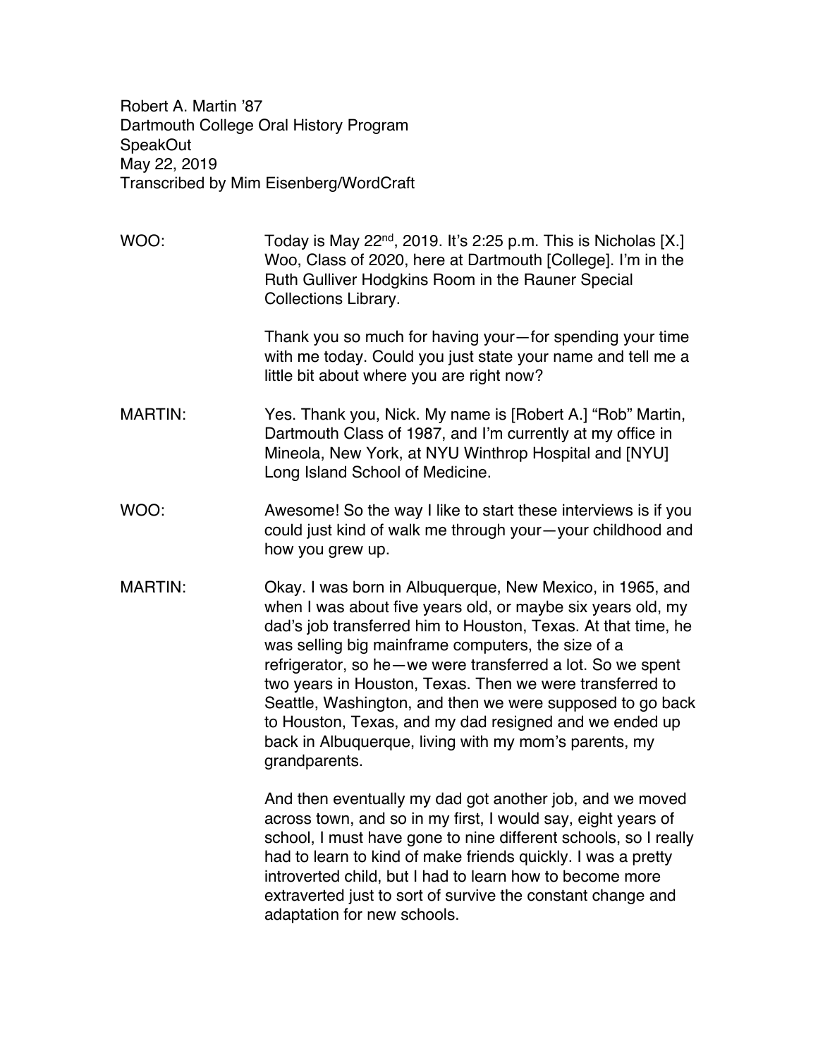Robert A. Martin '87
Dartmouth College Oral History Program
SpeakOut
May 22, 2019
Transcribed by Mim Eisenberg/WordCraft

WOO: Today is May 22nd, 2019. It's 2:25 p.m. This is Nicholas [X.] Woo, Class of 2020, here at Dartmouth [College]. I'm in the Ruth Gulliver Hodgkins Room in the Rauner Special Collections Library.

Thank you so much for having your—for spending your time with me today. Could you just state your name and tell me a little bit about where you are right now?

MARTIN: Yes. Thank you, Nick. My name is [Robert A.] "Rob" Martin, Dartmouth Class of 1987, and I'm currently at my office in Mineola, New York, at NYU Winthrop Hospital and [NYU] Long Island School of Medicine.

WOO: Awesome! So the way I like to start these interviews is if you could just kind of walk me through your—your childhood and how you grew up.

MARTIN: Okay. I was born in Albuquerque, New Mexico, in 1965, and when I was about five years old, or maybe six years old, my dad's job transferred him to Houston, Texas. At that time, he was selling big mainframe computers, the size of a refrigerator, so he—we were transferred a lot. So we spent two years in Houston, Texas. Then we were transferred to Seattle, Washington, and then we were supposed to go back to Houston, Texas, and my dad resigned and we ended up back in Albuquerque, living with my mom's parents, my grandparents.

And then eventually my dad got another job, and we moved across town, and so in my first, I would say, eight years of school, I must have gone to nine different schools, so I really had to learn to kind of make friends quickly. I was a pretty introverted child, but I had to learn how to become more extraverted just to sort of survive the constant change and adaptation for new schools.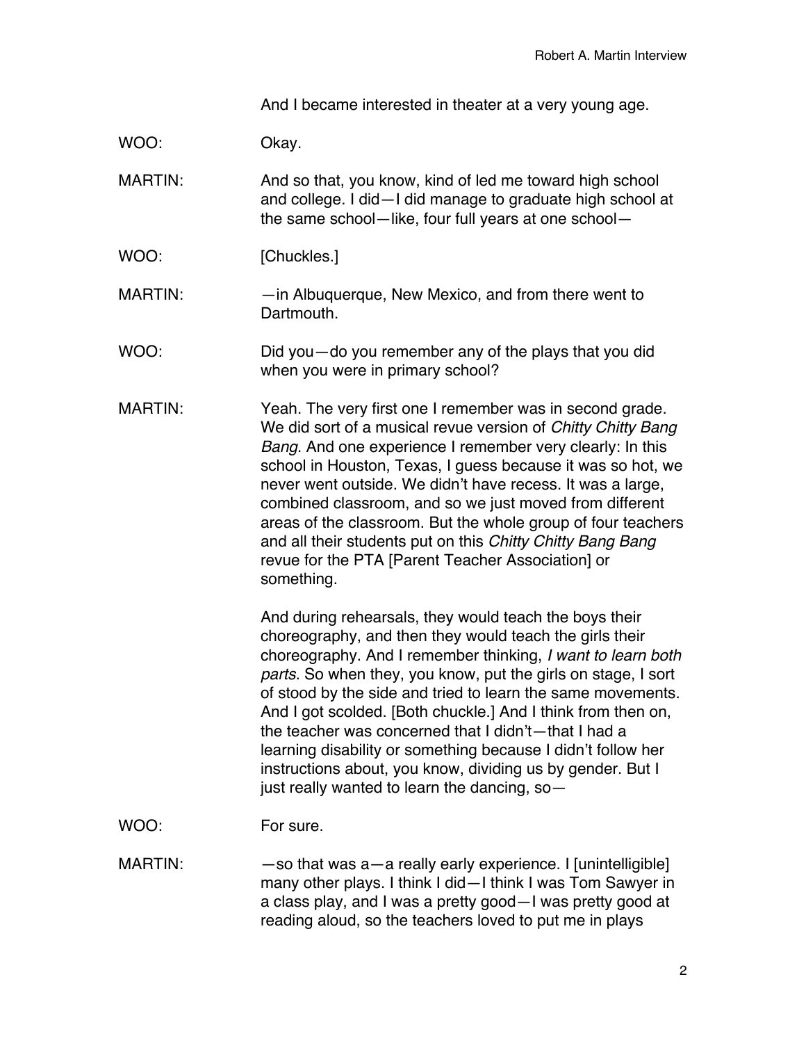And I became interested in theater at a very young age.

WOO: Okay.

MARTIN: And so that, you know, kind of led me toward high school and college. I did—I did manage to graduate high school at the same school—like, four full years at one school—

WOO: [Chuckles.]

MARTIN: —in Albuquerque, New Mexico, and from there went to Dartmouth.

WOO: Did you—do you remember any of the plays that you did when you were in primary school?

MARTIN: Yeah. The very first one I remember was in second grade. We did sort of a musical revue version of *Chitty Chitty Bang Bang*. And one experience I remember very clearly: In this school in Houston, Texas, I guess because it was so hot, we never went outside. We didn't have recess. It was a large, combined classroom, and so we just moved from different areas of the classroom. But the whole group of four teachers and all their students put on this *Chitty Chitty Bang Bang* revue for the PTA [Parent Teacher Association] or something.

And during rehearsals, they would teach the boys their choreography, and then they would teach the girls their choreography. And I remember thinking, *I want to learn both parts.* So when they, you know, put the girls on stage, I sort of stood by the side and tried to learn the same movements. And I got scolded. [Both chuckle.] And I think from then on, the teacher was concerned that I didn't—that I had a learning disability or something because I didn't follow her instructions about, you know, dividing us by gender. But I just really wanted to learn the dancing, so—

WOO: For sure.

MARTIN: —so that was a—a really early experience. I [unintelligible] many other plays. I think I did—I think I was Tom Sawyer in a class play, and I was a pretty good—I was pretty good at reading aloud, so the teachers loved to put me in plays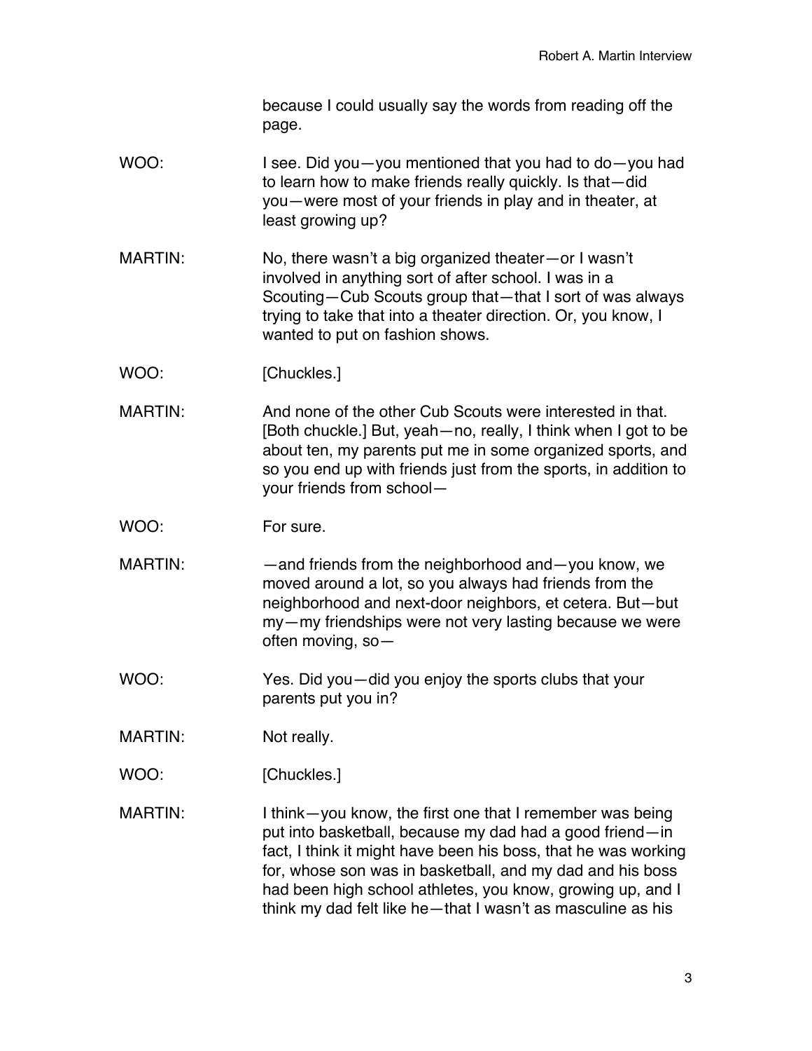because I could usually say the words from reading off the page.

WOO: I see. Did you—you mentioned that you had to do—you had to learn how to make friends really quickly. Is that—did you—were most of your friends in play and in theater, at least growing up?

MARTIN: No, there wasn't a big organized theater—or I wasn't involved in anything sort of after school. I was in a Scouting—Cub Scouts group that—that I sort of was always trying to take that into a theater direction. Or, you know, I wanted to put on fashion shows.

WOO: [Chuckles.]

MARTIN: And none of the other Cub Scouts were interested in that. [Both chuckle.] But, yeah—no, really, I think when I got to be about ten, my parents put me in some organized sports, and so you end up with friends just from the sports, in addition to your friends from school—

WOO: For sure.

MARTIN: —and friends from the neighborhood and—you know, we moved around a lot, so you always had friends from the neighborhood and next-door neighbors, et cetera. But—but my—my friendships were not very lasting because we were often moving, so—

WOO: Yes. Did you—did you enjoy the sports clubs that your parents put you in?

MARTIN: Not really.

WOO: [Chuckles.]

MARTIN: I think—you know, the first one that I remember was being put into basketball, because my dad had a good friend—in fact, I think it might have been his boss, that he was working for, whose son was in basketball, and my dad and his boss had been high school athletes, you know, growing up, and I think my dad felt like he—that I wasn't as masculine as his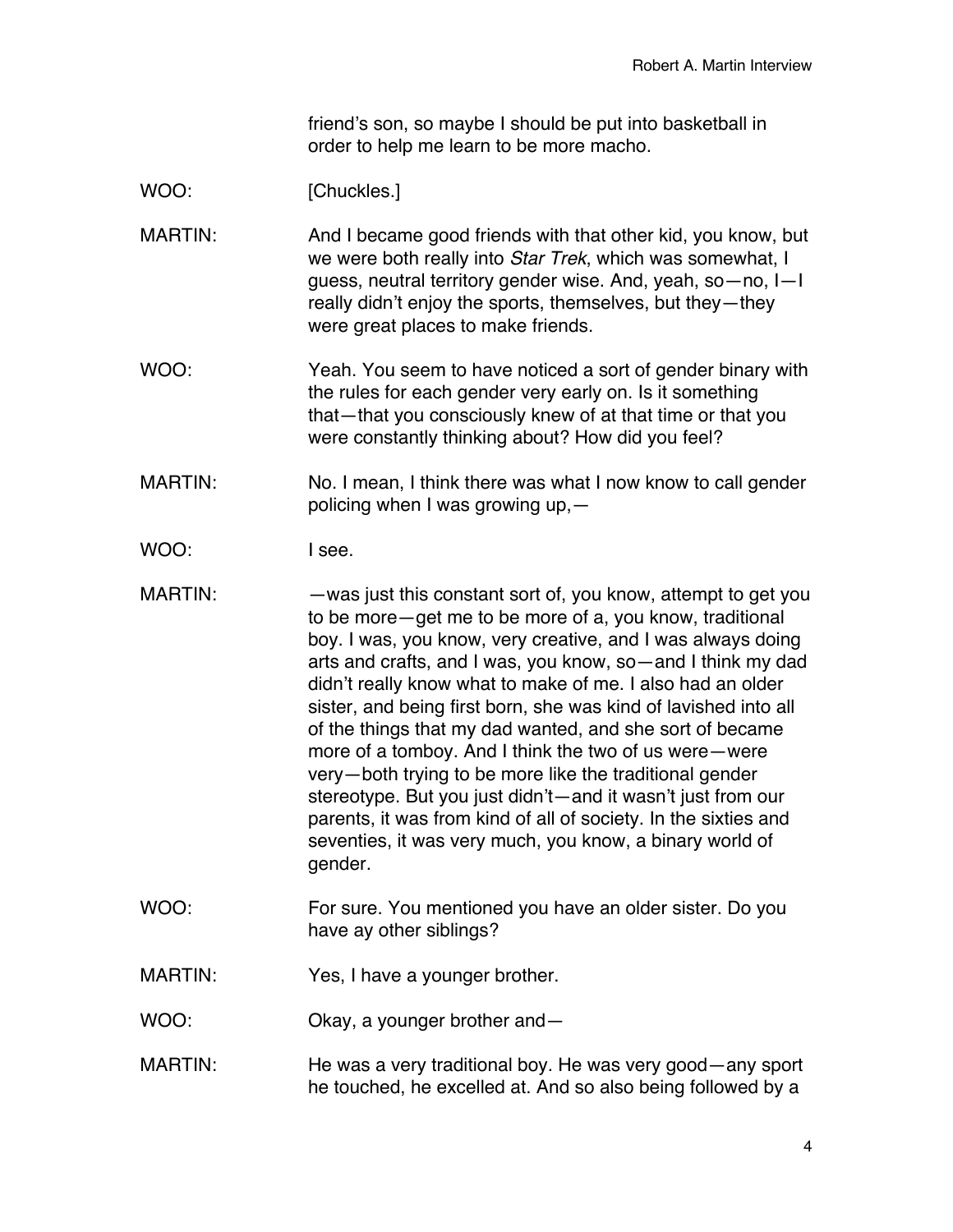friend's son, so maybe I should be put into basketball in order to help me learn to be more macho.

WOO: [Chuckles.]

MARTIN: And I became good friends with that other kid, you know, but we were both really into *Star Trek*, which was somewhat, I guess, neutral territory gender wise. And, yeah, so—no, I—I really didn't enjoy the sports, themselves, but they—they were great places to make friends.

WOO: Yeah. You seem to have noticed a sort of gender binary with the rules for each gender very early on. Is it something that—that you consciously knew of at that time or that you were constantly thinking about? How did you feel?

MARTIN: No. I mean, I think there was what I now know to call gender policing when I was growing up,—

WOO: I see.

MARTIN: —was just this constant sort of, you know, attempt to get you to be more—get me to be more of a, you know, traditional boy. I was, you know, very creative, and I was always doing arts and crafts, and I was, you know, so—and I think my dad didn't really know what to make of me. I also had an older sister, and being first born, she was kind of lavished into all of the things that my dad wanted, and she sort of became more of a tomboy. And I think the two of us were—were very—both trying to be more like the traditional gender stereotype. But you just didn't—and it wasn't just from our parents, it was from kind of all of society. In the sixties and seventies, it was very much, you know, a binary world of gender.

WOO: For sure. You mentioned you have an older sister. Do you have ay other siblings?

MARTIN: Yes, I have a younger brother.

WOO: Okay, a younger brother and—

MARTIN: He was a very traditional boy. He was very good—any sport he touched, he excelled at. And so also being followed by a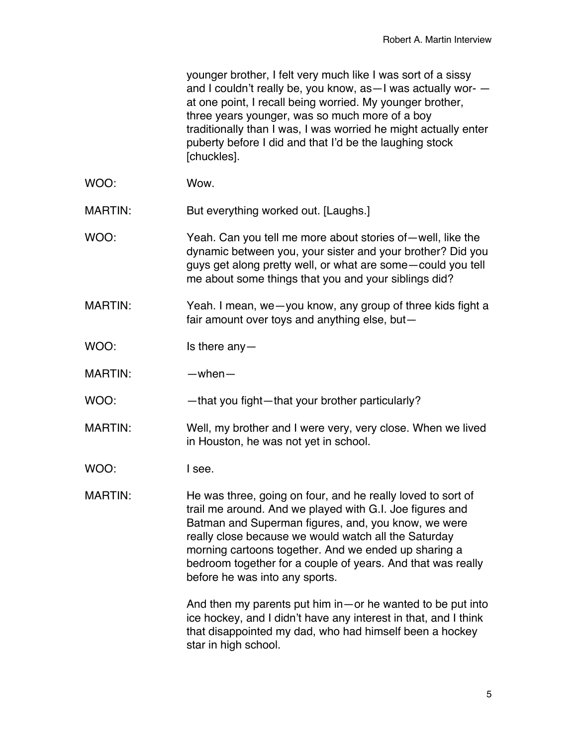younger brother, I felt very much like I was sort of a sissy and I couldn't really be, you know, as—I was actually wor- —at one point, I recall being worried. My younger brother, three years younger, was so much more of a boy traditionally than I was, I was worried he might actually enter puberty before I did and that I'd be the laughing stock [chuckles].

WOO: Wow.

MARTIN: But everything worked out. [Laughs.]

WOO: Yeah. Can you tell me more about stories of—well, like the dynamic between you, your sister and your brother? Did you guys get along pretty well, or what are some—could you tell me about some things that you and your siblings did?

MARTIN: Yeah. I mean, we—you know, any group of three kids fight a fair amount over toys and anything else, but—

WOO: Is there any—

MARTIN: —when—

WOO: —that you fight—that your brother particularly?

MARTIN: Well, my brother and I were very, very close. When we lived in Houston, he was not yet in school.

WOO: I see.

MARTIN: He was three, going on four, and he really loved to sort of trail me around. And we played with G.I. Joe figures and Batman and Superman figures, and, you know, we were really close because we would watch all the Saturday morning cartoons together. And we ended up sharing a bedroom together for a couple of years. And that was really before he was into any sports.

And then my parents put him in—or he wanted to be put into ice hockey, and I didn't have any interest in that, and I think that disappointed my dad, who had himself been a hockey star in high school.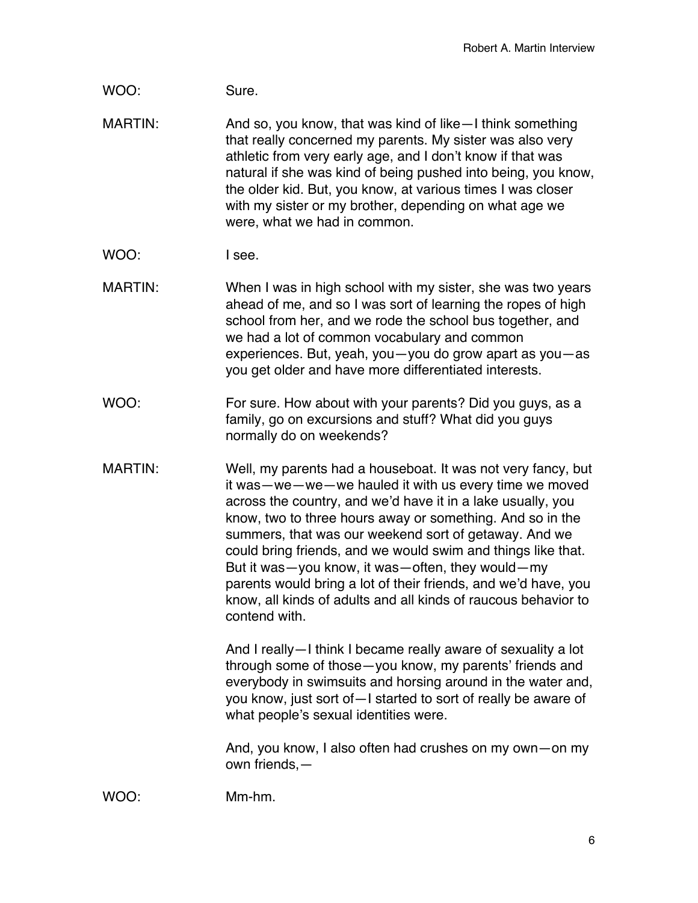WOO: Sure.

MARTIN: And so, you know, that was kind of like—I think something that really concerned my parents. My sister was also very athletic from very early age, and I don't know if that was natural if she was kind of being pushed into being, you know, the older kid. But, you know, at various times I was closer with my sister or my brother, depending on what age we were, what we had in common.

WOO: I see.

MARTIN: When I was in high school with my sister, she was two years ahead of me, and so I was sort of learning the ropes of high school from her, and we rode the school bus together, and we had a lot of common vocabulary and common experiences. But, yeah, you—you do grow apart as you—as you get older and have more differentiated interests.

WOO: For sure. How about with your parents? Did you guys, as a family, go on excursions and stuff? What did you guys normally do on weekends?

MARTIN: Well, my parents had a houseboat. It was not very fancy, but it was—we—we—we hauled it with us every time we moved across the country, and we'd have it in a lake usually, you know, two to three hours away or something. And so in the summers, that was our weekend sort of getaway. And we could bring friends, and we would swim and things like that. But it was—you know, it was—often, they would—my parents would bring a lot of their friends, and we'd have, you know, all kinds of adults and all kinds of raucous behavior to contend with.

And I really—I think I became really aware of sexuality a lot through some of those—you know, my parents' friends and everybody in swimsuits and horsing around in the water and, you know, just sort of—I started to sort of really be aware of what people's sexual identities were.

And, you know, I also often had crushes on my own—on my own friends,—

WOO: Mm-hm.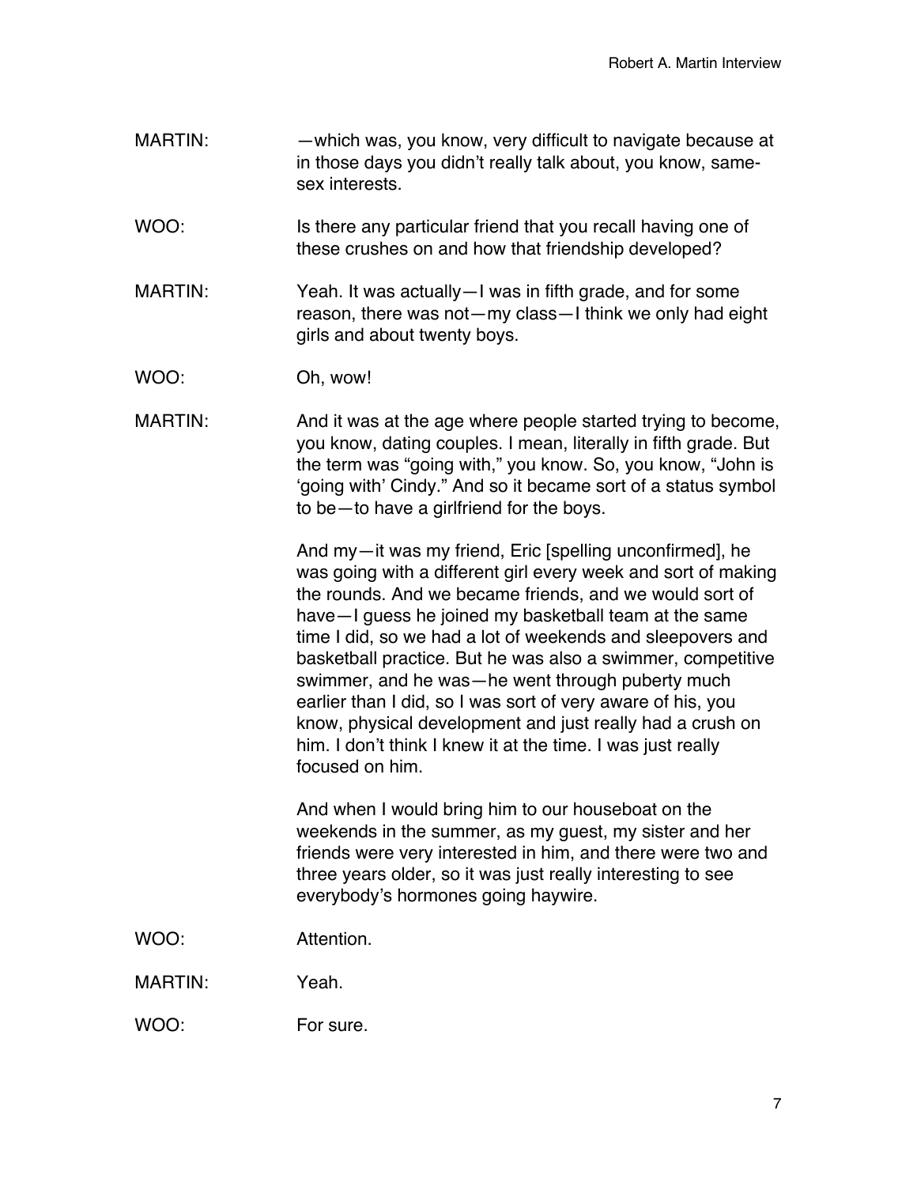MARTIN: —which was, you know, very difficult to navigate because at in those days you didn't really talk about, you know, same-sex interests.

WOO: Is there any particular friend that you recall having one of these crushes on and how that friendship developed?

MARTIN: Yeah. It was actually—I was in fifth grade, and for some reason, there was not—my class—I think we only had eight girls and about twenty boys.

WOO: Oh, wow!

MARTIN: And it was at the age where people started trying to become, you know, dating couples. I mean, literally in fifth grade. But the term was "going with," you know. So, you know, "John is 'going with' Cindy." And so it became sort of a status symbol to be—to have a girlfriend for the boys.

And my—it was my friend, Eric [spelling unconfirmed], he was going with a different girl every week and sort of making the rounds. And we became friends, and we would sort of have—I guess he joined my basketball team at the same time I did, so we had a lot of weekends and sleepovers and basketball practice. But he was also a swimmer, competitive swimmer, and he was—he went through puberty much earlier than I did, so I was sort of very aware of his, you know, physical development and just really had a crush on him. I don't think I knew it at the time. I was just really focused on him.

And when I would bring him to our houseboat on the weekends in the summer, as my guest, my sister and her friends were very interested in him, and there were two and three years older, so it was just really interesting to see everybody's hormones going haywire.

WOO: Attention.

MARTIN: Yeah.

WOO: For sure.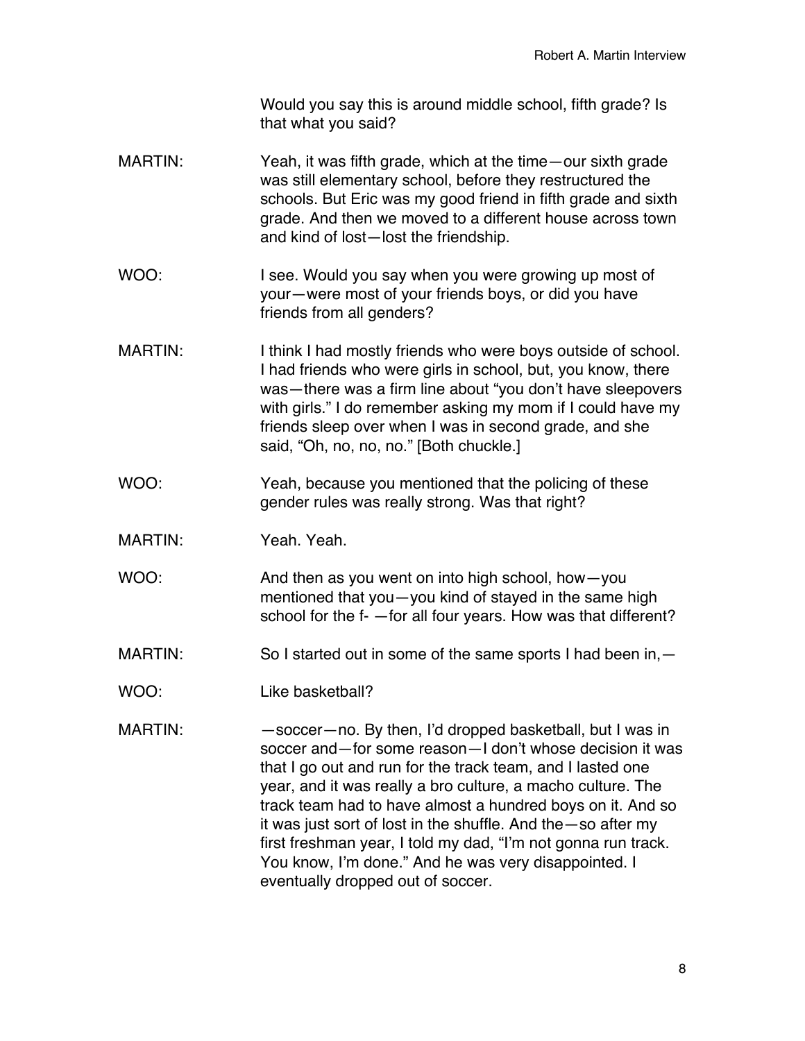Would you say this is around middle school, fifth grade? Is that what you said?

MARTIN: Yeah, it was fifth grade, which at the time—our sixth grade was still elementary school, before they restructured the schools. But Eric was my good friend in fifth grade and sixth grade. And then we moved to a different house across town and kind of lost—lost the friendship.

WOO: I see. Would you say when you were growing up most of your—were most of your friends boys, or did you have friends from all genders?

MARTIN: I think I had mostly friends who were boys outside of school. I had friends who were girls in school, but, you know, there was—there was a firm line about "you don't have sleepovers with girls." I do remember asking my mom if I could have my friends sleep over when I was in second grade, and she said, "Oh, no, no, no." [Both chuckle.]

WOO: Yeah, because you mentioned that the policing of these gender rules was really strong. Was that right?

MARTIN: Yeah. Yeah.

WOO: And then as you went on into high school, how—you mentioned that you—you kind of stayed in the same high school for the f- —for all four years. How was that different?

MARTIN: So I started out in some of the same sports I had been in,—

WOO: Like basketball?

MARTIN: —soccer—no. By then, I'd dropped basketball, but I was in soccer and—for some reason—I don't whose decision it was that I go out and run for the track team, and I lasted one year, and it was really a bro culture, a macho culture. The track team had to have almost a hundred boys on it. And so it was just sort of lost in the shuffle. And the—so after my first freshman year, I told my dad, "I'm not gonna run track. You know, I'm done." And he was very disappointed. I eventually dropped out of soccer.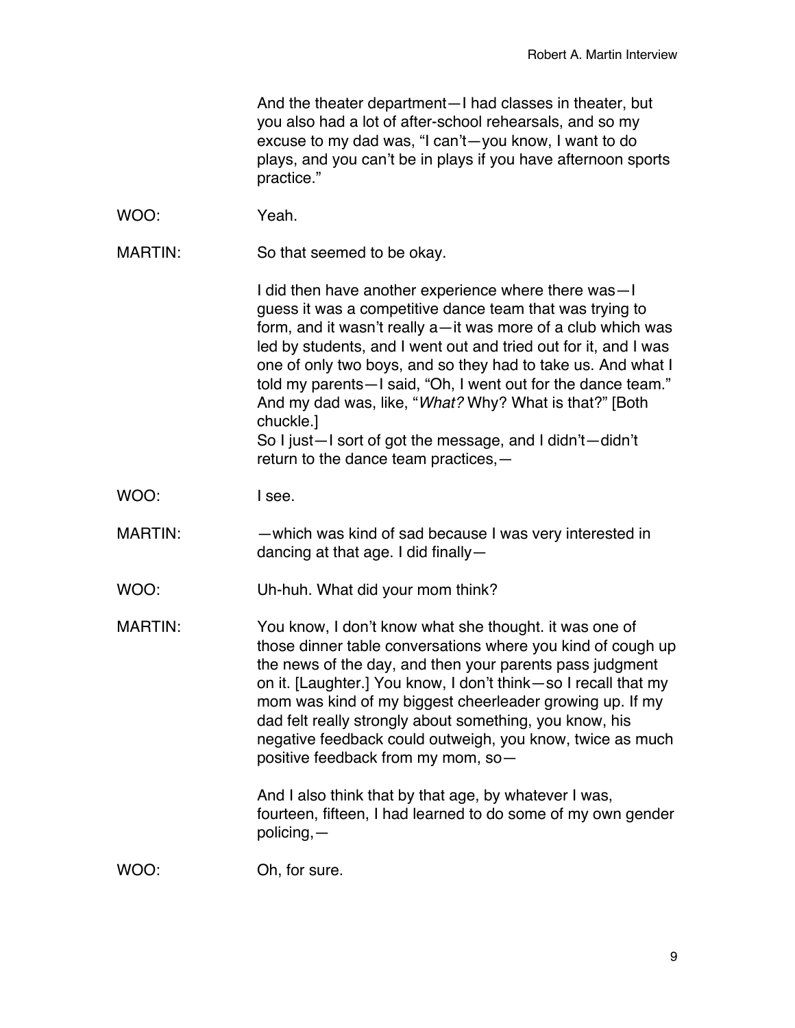And the theater department—I had classes in theater, but you also had a lot of after-school rehearsals, and so my excuse to my dad was, "I can't—you know, I want to do plays, and you can't be in plays if you have afternoon sports practice."

WOO: Yeah.

MARTIN: So that seemed to be okay.

I did then have another experience where there was—I guess it was a competitive dance team that was trying to form, and it wasn't really a—it was more of a club which was led by students, and I went out and tried out for it, and I was one of only two boys, and so they had to take us. And what I told my parents—I said, "Oh, I went out for the dance team." And my dad was, like, "*What?* Why? What is that?" [Both chuckle.]
So I just—I sort of got the message, and I didn't—didn't return to the dance team practices,—

WOO: I see.

MARTIN: —which was kind of sad because I was very interested in dancing at that age. I did finally—

WOO: Uh-huh. What did your mom think?

MARTIN: You know, I don't know what she thought. it was one of those dinner table conversations where you kind of cough up the news of the day, and then your parents pass judgment on it. [Laughter.] You know, I don't think—so I recall that my mom was kind of my biggest cheerleader growing up. If my dad felt really strongly about something, you know, his negative feedback could outweigh, you know, twice as much positive feedback from my mom, so—

And I also think that by that age, by whatever I was, fourteen, fifteen, I had learned to do some of my own gender policing,—

WOO: Oh, for sure.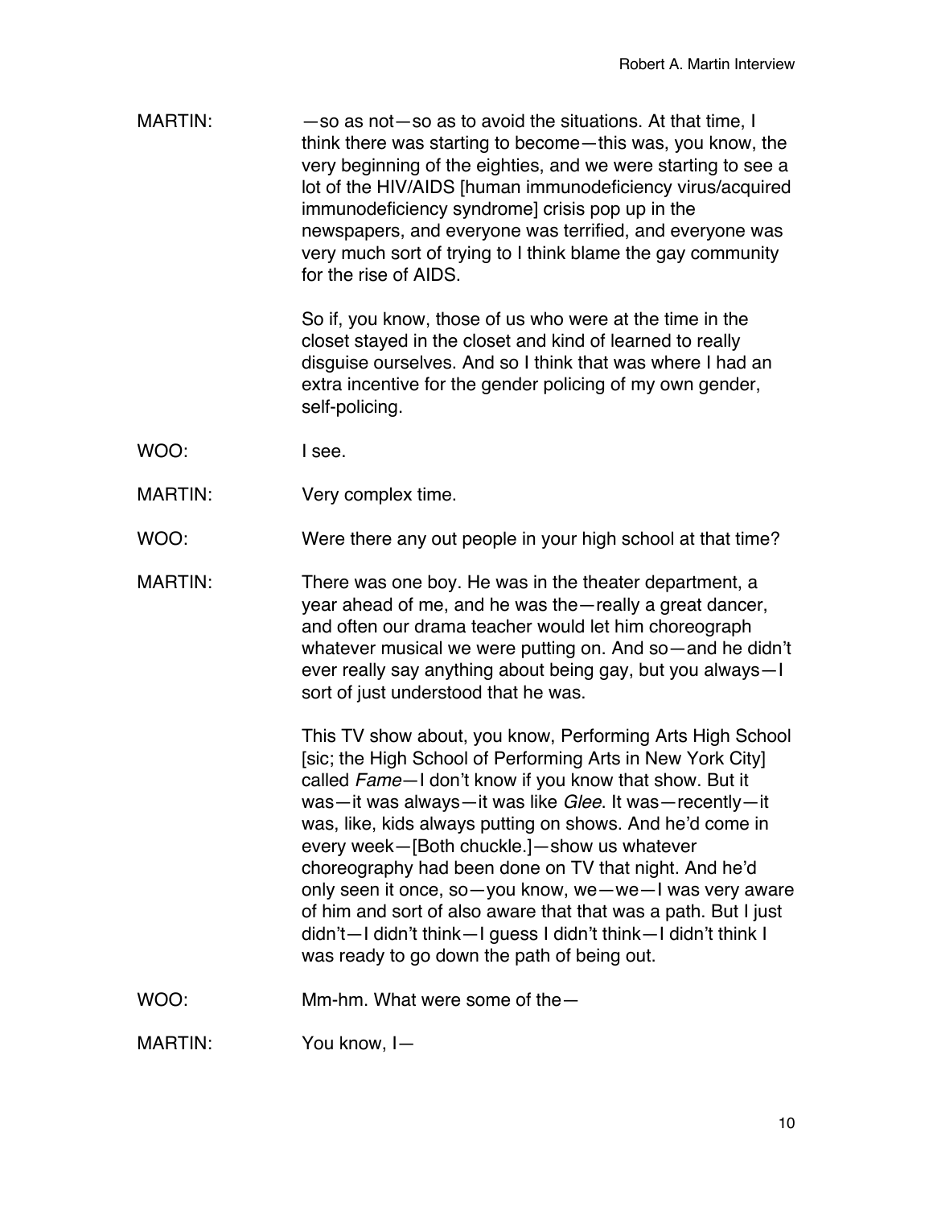MARTIN: —so as not—so as to avoid the situations. At that time, I think there was starting to become—this was, you know, the very beginning of the eighties, and we were starting to see a lot of the HIV/AIDS [human immunodeficiency virus/acquired immunodeficiency syndrome] crisis pop up in the newspapers, and everyone was terrified, and everyone was very much sort of trying to I think blame the gay community for the rise of AIDS.

So if, you know, those of us who were at the time in the closet stayed in the closet and kind of learned to really disguise ourselves. And so I think that was where I had an extra incentive for the gender policing of my own gender, self-policing.

WOO: I see.

MARTIN: Very complex time.

WOO: Were there any out people in your high school at that time?

MARTIN: There was one boy. He was in the theater department, a year ahead of me, and he was the—really a great dancer, and often our drama teacher would let him choreograph whatever musical we were putting on. And so—and he didn't ever really say anything about being gay, but you always—I sort of just understood that he was.

This TV show about, you know, Performing Arts High School [sic; the High School of Performing Arts in New York City] called *Fame*—I don't know if you know that show. But it was—it was always—it was like *Glee*. It was—recently—it was, like, kids always putting on shows. And he'd come in every week—[Both chuckle.]—show us whatever choreography had been done on TV that night. And he'd only seen it once, so—you know, we—we—I was very aware of him and sort of also aware that that was a path. But I just didn't—I didn't think—I guess I didn't think—I didn't think I was ready to go down the path of being out.

WOO: Mm-hm. What were some of the—

MARTIN: You know, I—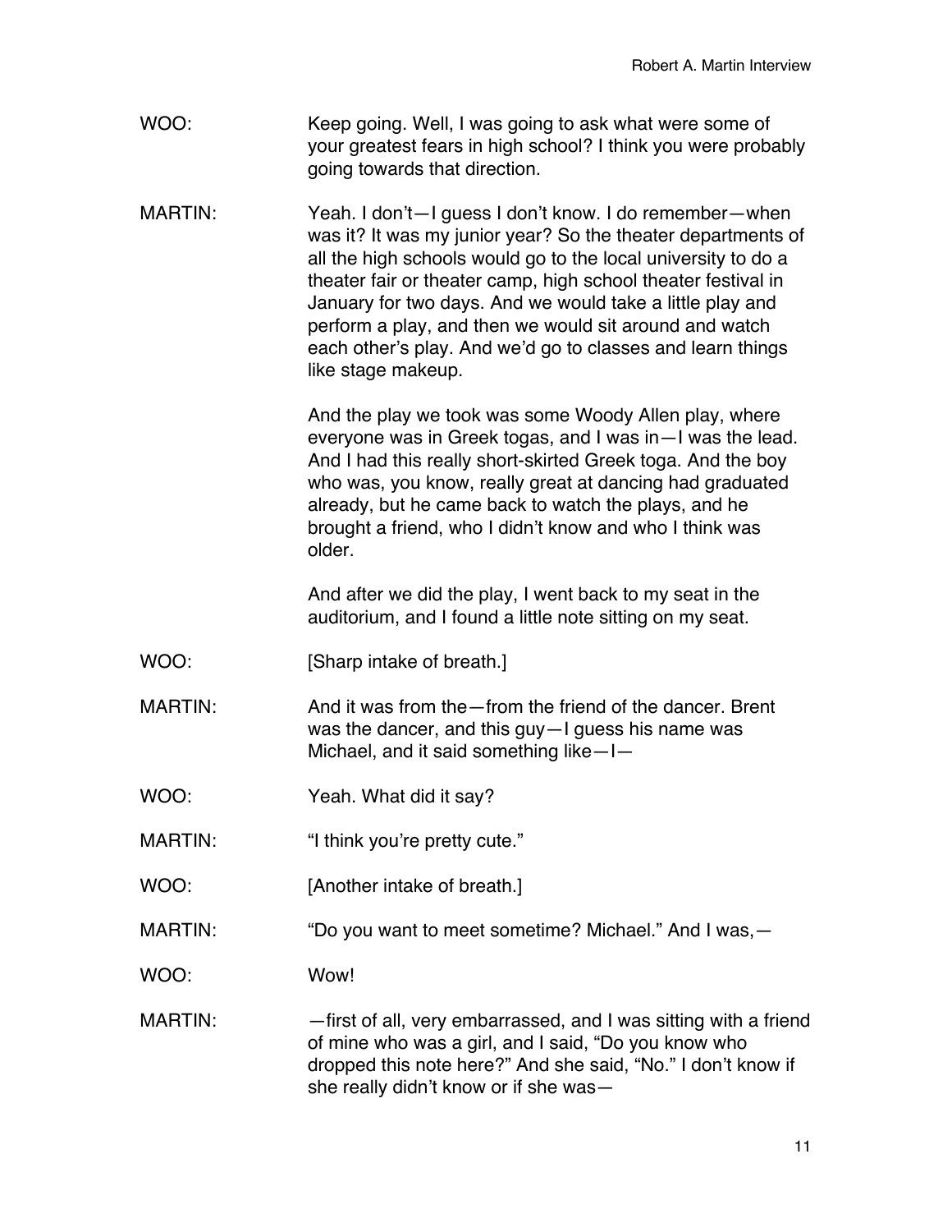WOO: Keep going. Well, I was going to ask what were some of your greatest fears in high school? I think you were probably going towards that direction.

MARTIN: Yeah. I don't—I guess I don't know. I do remember—when was it? It was my junior year? So the theater departments of all the high schools would go to the local university to do a theater fair or theater camp, high school theater festival in January for two days. And we would take a little play and perform a play, and then we would sit around and watch each other's play. And we'd go to classes and learn things like stage makeup.

And the play we took was some Woody Allen play, where everyone was in Greek togas, and I was in—I was the lead. And I had this really short-skirted Greek toga. And the boy who was, you know, really great at dancing had graduated already, but he came back to watch the plays, and he brought a friend, who I didn't know and who I think was older.

And after we did the play, I went back to my seat in the auditorium, and I found a little note sitting on my seat.

WOO: [Sharp intake of breath.]

MARTIN: And it was from the—from the friend of the dancer. Brent was the dancer, and this guy—I guess his name was Michael, and it said something like—I—

WOO: Yeah. What did it say?

MARTIN: "I think you're pretty cute."

WOO: [Another intake of breath.]

MARTIN: "Do you want to meet sometime? Michael." And I was,—

WOO: Wow!

MARTIN: —first of all, very embarrassed, and I was sitting with a friend of mine who was a girl, and I said, "Do you know who dropped this note here?" And she said, "No." I don't know if she really didn't know or if she was—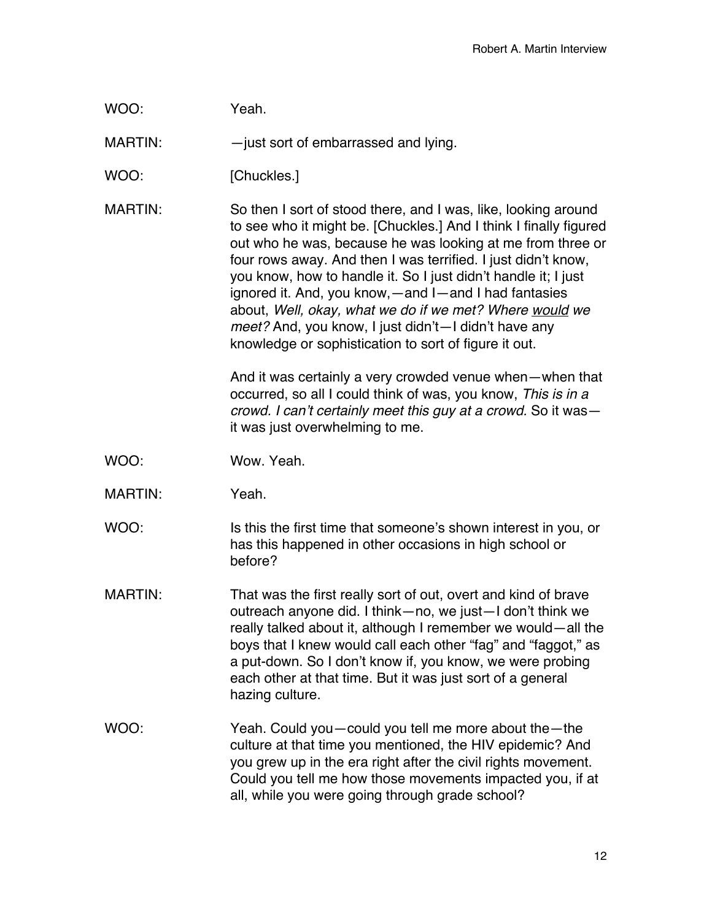WOO: Yeah.

MARTIN: —just sort of embarrassed and lying.

WOO: [Chuckles.]

MARTIN: So then I sort of stood there, and I was, like, looking around to see who it might be. [Chuckles.] And I think I finally figured out who he was, because he was looking at me from three or four rows away. And then I was terrified. I just didn't know, you know, how to handle it. So I just didn't handle it; I just ignored it. And, you know,—and I—and I had fantasies about, *Well, okay, what we do if we met? Where would we meet?* And, you know, I just didn't—I didn't have any knowledge or sophistication to sort of figure it out.

And it was certainly a very crowded venue when—when that occurred, so all I could think of was, you know, *This is in a crowd. I can't certainly meet this guy at a crowd.* So it was—it was just overwhelming to me.

WOO: Wow. Yeah.

MARTIN: Yeah.

WOO: Is this the first time that someone's shown interest in you, or has this happened in other occasions in high school or before?

MARTIN: That was the first really sort of out, overt and kind of brave outreach anyone did. I think—no, we just—I don't think we really talked about it, although I remember we would—all the boys that I knew would call each other "fag" and "faggot," as a put-down. So I don't know if, you know, we were probing each other at that time. But it was just sort of a general hazing culture.

WOO: Yeah. Could you—could you tell me more about the—the culture at that time you mentioned, the HIV epidemic? And you grew up in the era right after the civil rights movement. Could you tell me how those movements impacted you, if at all, while you were going through grade school?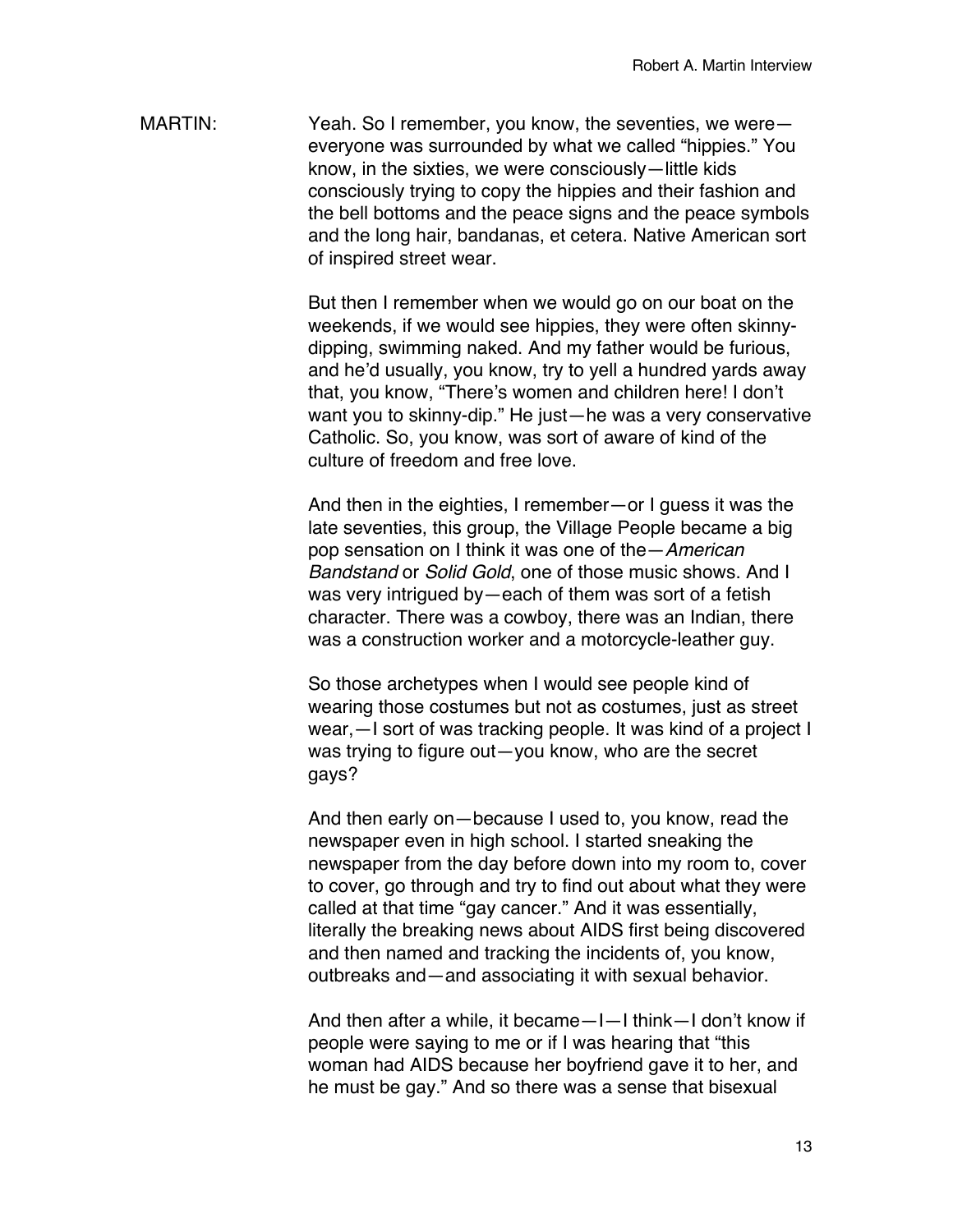MARTIN: Yeah. So I remember, you know, the seventies, we were—everyone was surrounded by what we called "hippies." You know, in the sixties, we were consciously—little kids consciously trying to copy the hippies and their fashion and the bell bottoms and the peace signs and the peace symbols and the long hair, bandanas, et cetera. Native American sort of inspired street wear.

But then I remember when we would go on our boat on the weekends, if we would see hippies, they were often skinny-dipping, swimming naked. And my father would be furious, and he'd usually, you know, try to yell a hundred yards away that, you know, "There's women and children here! I don't want you to skinny-dip." He just—he was a very conservative Catholic. So, you know, was sort of aware of kind of the culture of freedom and free love.

And then in the eighties, I remember—or I guess it was the late seventies, this group, the Village People became a big pop sensation on I think it was one of the—*American Bandstand* or *Solid Gold*, one of those music shows. And I was very intrigued by—each of them was sort of a fetish character. There was a cowboy, there was an Indian, there was a construction worker and a motorcycle-leather guy.

So those archetypes when I would see people kind of wearing those costumes but not as costumes, just as street wear,—I sort of was tracking people. It was kind of a project I was trying to figure out—you know, who are the secret gays?

And then early on—because I used to, you know, read the newspaper even in high school. I started sneaking the newspaper from the day before down into my room to, cover to cover, go through and try to find out about what they were called at that time "gay cancer." And it was essentially, literally the breaking news about AIDS first being discovered and then named and tracking the incidents of, you know, outbreaks and—and associating it with sexual behavior.

And then after a while, it became—I—I think—I don't know if people were saying to me or if I was hearing that "this woman had AIDS because her boyfriend gave it to her, and he must be gay." And so there was a sense that bisexual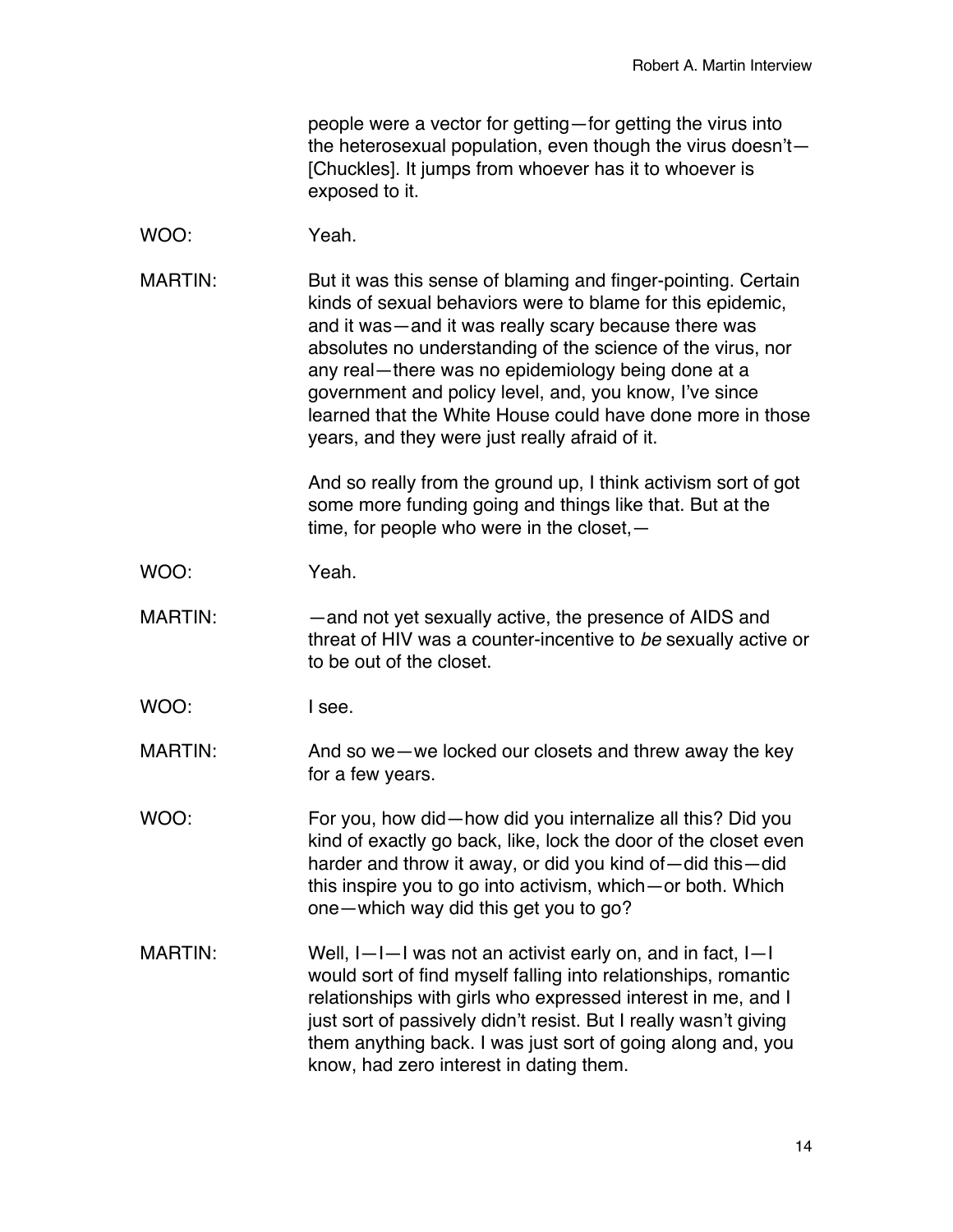people were a vector for getting—for getting the virus into the heterosexual population, even though the virus doesn't—[Chuckles]. It jumps from whoever has it to whoever is exposed to it.

WOO: Yeah.

MARTIN: But it was this sense of blaming and finger-pointing. Certain kinds of sexual behaviors were to blame for this epidemic, and it was—and it was really scary because there was absolutes no understanding of the science of the virus, nor any real—there was no epidemiology being done at a government and policy level, and, you know, I've since learned that the White House could have done more in those years, and they were just really afraid of it.

And so really from the ground up, I think activism sort of got some more funding going and things like that. But at the time, for people who were in the closet,—

WOO: Yeah.

MARTIN: —and not yet sexually active, the presence of AIDS and threat of HIV was a counter-incentive to *be* sexually active or to be out of the closet.

WOO: I see.

MARTIN: And so we—we locked our closets and threw away the key for a few years.

WOO: For you, how did—how did you internalize all this? Did you kind of exactly go back, like, lock the door of the closet even harder and throw it away, or did you kind of—did this—did this inspire you to go into activism, which—or both. Which one—which way did this get you to go?

MARTIN: Well, I—I—I was not an activist early on, and in fact, I—I would sort of find myself falling into relationships, romantic relationships with girls who expressed interest in me, and I just sort of passively didn't resist. But I really wasn't giving them anything back. I was just sort of going along and, you know, had zero interest in dating them.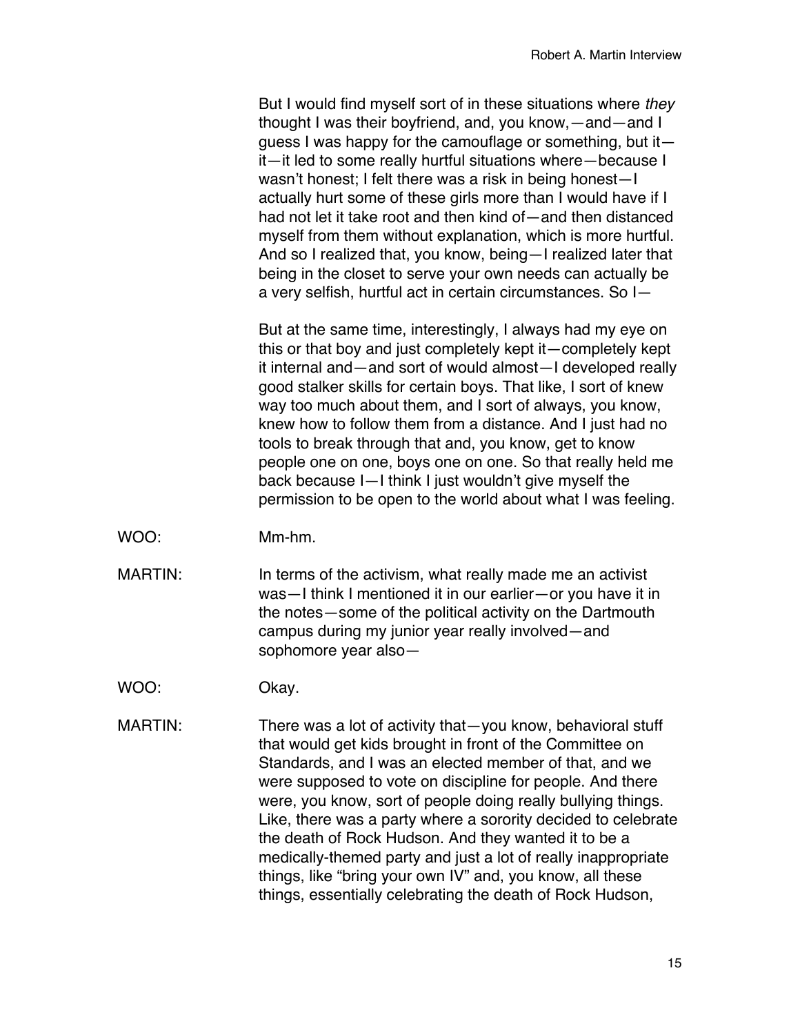But I would find myself sort of in these situations where *they* thought I was their boyfriend, and, you know,—and—and I guess I was happy for the camouflage or something, but it—it—it led to some really hurtful situations where—because I wasn't honest; I felt there was a risk in being honest—I actually hurt some of these girls more than I would have if I had not let it take root and then kind of—and then distanced myself from them without explanation, which is more hurtful. And so I realized that, you know, being—I realized later that being in the closet to serve your own needs can actually be a very selfish, hurtful act in certain circumstances. So I—

But at the same time, interestingly, I always had my eye on this or that boy and just completely kept it—completely kept it internal and—and sort of would almost—I developed really good stalker skills for certain boys. That like, I sort of knew way too much about them, and I sort of always, you know, knew how to follow them from a distance. And I just had no tools to break through that and, you know, get to know people one on one, boys one on one. So that really held me back because I—I think I just wouldn't give myself the permission to be open to the world about what I was feeling.

WOO: Mm-hm.

MARTIN: In terms of the activism, what really made me an activist was—I think I mentioned it in our earlier—or you have it in the notes—some of the political activity on the Dartmouth campus during my junior year really involved—and sophomore year also—

WOO: Okay.

MARTIN: There was a lot of activity that—you know, behavioral stuff that would get kids brought in front of the Committee on Standards, and I was an elected member of that, and we were supposed to vote on discipline for people. And there were, you know, sort of people doing really bullying things. Like, there was a party where a sorority decided to celebrate the death of Rock Hudson. And they wanted it to be a medically-themed party and just a lot of really inappropriate things, like "bring your own IV" and, you know, all these things, essentially celebrating the death of Rock Hudson,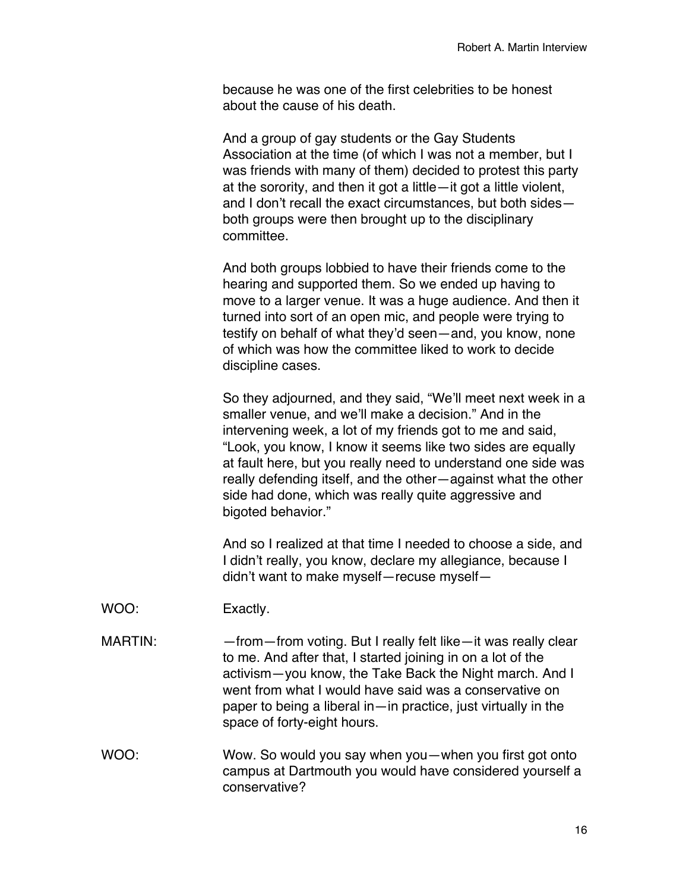because he was one of the first celebrities to be honest about the cause of his death.

And a group of gay students or the Gay Students Association at the time (of which I was not a member, but I was friends with many of them) decided to protest this party at the sorority, and then it got a little—it got a little violent, and I don't recall the exact circumstances, but both sides—both groups were then brought up to the disciplinary committee.

And both groups lobbied to have their friends come to the hearing and supported them. So we ended up having to move to a larger venue. It was a huge audience. And then it turned into sort of an open mic, and people were trying to testify on behalf of what they'd seen—and, you know, none of which was how the committee liked to work to decide discipline cases.

So they adjourned, and they said, "We'll meet next week in a smaller venue, and we'll make a decision." And in the intervening week, a lot of my friends got to me and said, "Look, you know, I know it seems like two sides are equally at fault here, but you really need to understand one side was really defending itself, and the other—against what the other side had done, which was really quite aggressive and bigoted behavior."

And so I realized at that time I needed to choose a side, and I didn't really, you know, declare my allegiance, because I didn't want to make myself—recuse myself—

WOO: Exactly.

MARTIN: —from—from voting. But I really felt like—it was really clear to me. And after that, I started joining in on a lot of the activism—you know, the Take Back the Night march. And I went from what I would have said was a conservative on paper to being a liberal in—in practice, just virtually in the space of forty-eight hours.

WOO: Wow. So would you say when you—when you first got onto campus at Dartmouth you would have considered yourself a conservative?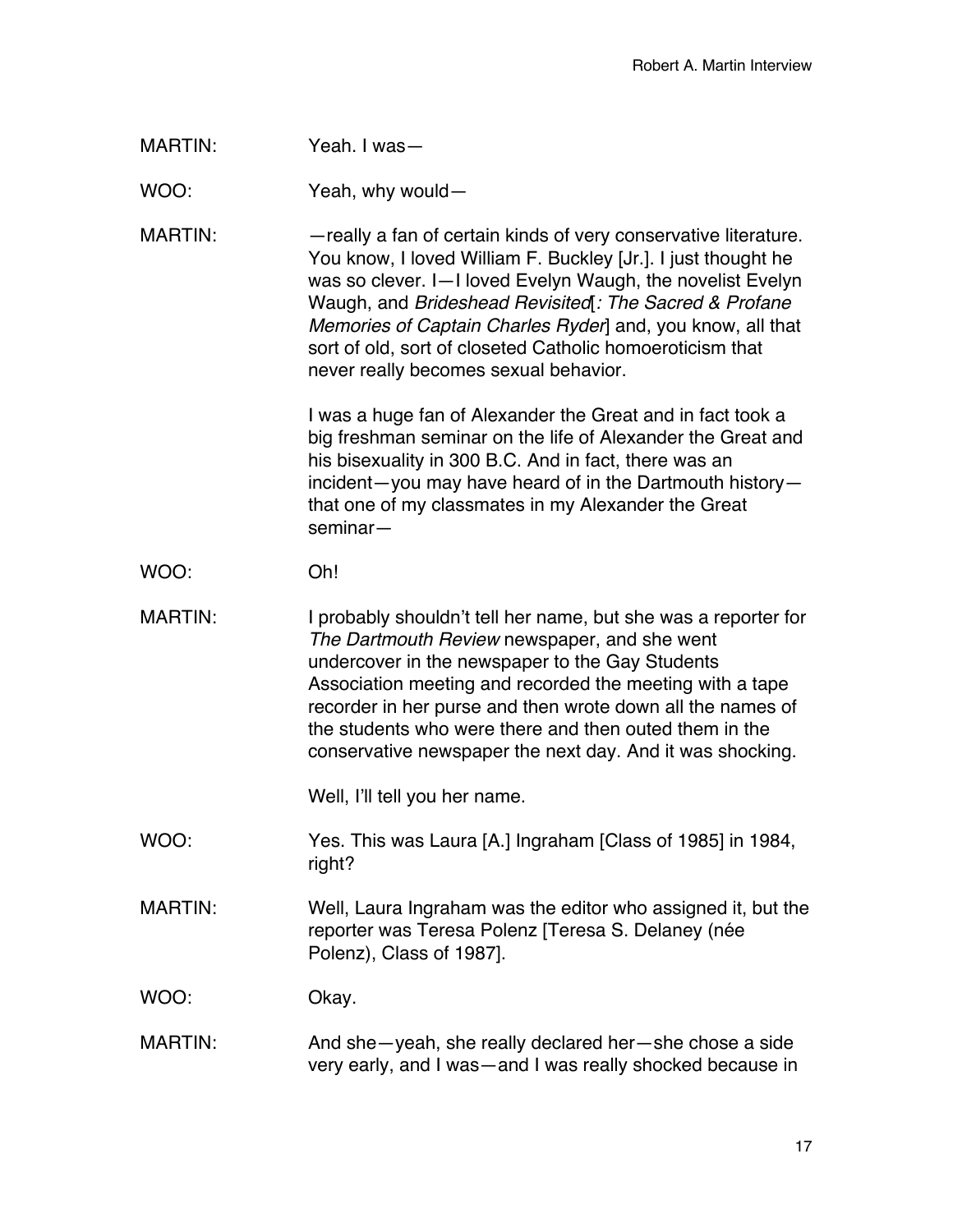MARTIN: Yeah. I was—

WOO: Yeah, why would—

MARTIN: —really a fan of certain kinds of very conservative literature. You know, I loved William F. Buckley [Jr.]. I just thought he was so clever. I—I loved Evelyn Waugh, the novelist Evelyn Waugh, and *Brideshead Revisited*[*: The Sacred & Profane Memories of Captain Charles Ryder*] and, you know, all that sort of old, sort of closeted Catholic homoeroticism that never really becomes sexual behavior.

I was a huge fan of Alexander the Great and in fact took a big freshman seminar on the life of Alexander the Great and his bisexuality in 300 B.C. And in fact, there was an incident—you may have heard of in the Dartmouth history—that one of my classmates in my Alexander the Great seminar—

WOO: Oh!

MARTIN: I probably shouldn't tell her name, but she was a reporter for *The Dartmouth Review* newspaper, and she went undercover in the newspaper to the Gay Students Association meeting and recorded the meeting with a tape recorder in her purse and then wrote down all the names of the students who were there and then outed them in the conservative newspaper the next day. And it was shocking.

Well, I'll tell you her name.

WOO: Yes. This was Laura [A.] Ingraham [Class of 1985] in 1984, right?

MARTIN: Well, Laura Ingraham was the editor who assigned it, but the reporter was Teresa Polenz [Teresa S. Delaney (née Polenz), Class of 1987].

WOO: Okay.

MARTIN: And she—yeah, she really declared her—she chose a side very early, and I was—and I was really shocked because in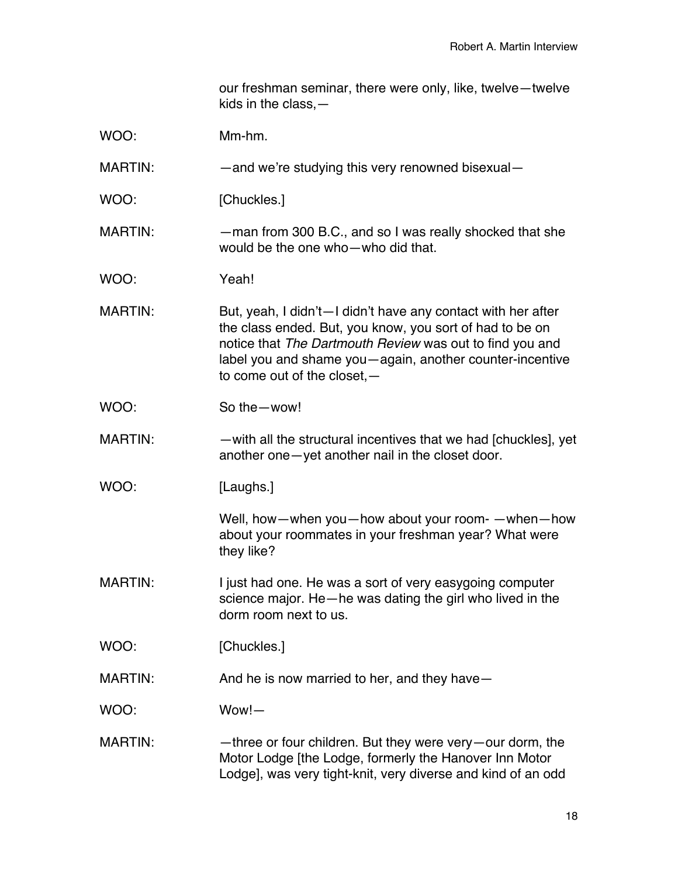our freshman seminar, there were only, like, twelve—twelve kids in the class,—

WOO: Mm-hm.

MARTIN: —and we're studying this very renowned bisexual—

WOO: [Chuckles.]

MARTIN: —man from 300 B.C., and so I was really shocked that she would be the one who—who did that.

WOO: Yeah!

MARTIN: But, yeah, I didn't—I didn't have any contact with her after the class ended. But, you know, you sort of had to be on notice that *The Dartmouth Review* was out to find you and label you and shame you—again, another counter-incentive to come out of the closet,—

WOO: So the—wow!

MARTIN: —with all the structural incentives that we had [chuckles], yet another one—yet another nail in the closet door.

WOO: [Laughs.]

Well, how—when you—how about your room- —when—how about your roommates in your freshman year? What were they like?

MARTIN: I just had one. He was a sort of very easygoing computer science major. He—he was dating the girl who lived in the dorm room next to us.

WOO: [Chuckles.]

MARTIN: And he is now married to her, and they have—

WOO: Wow!—

MARTIN: —three or four children. But they were very—our dorm, the Motor Lodge [the Lodge, formerly the Hanover Inn Motor Lodge], was very tight-knit, very diverse and kind of an odd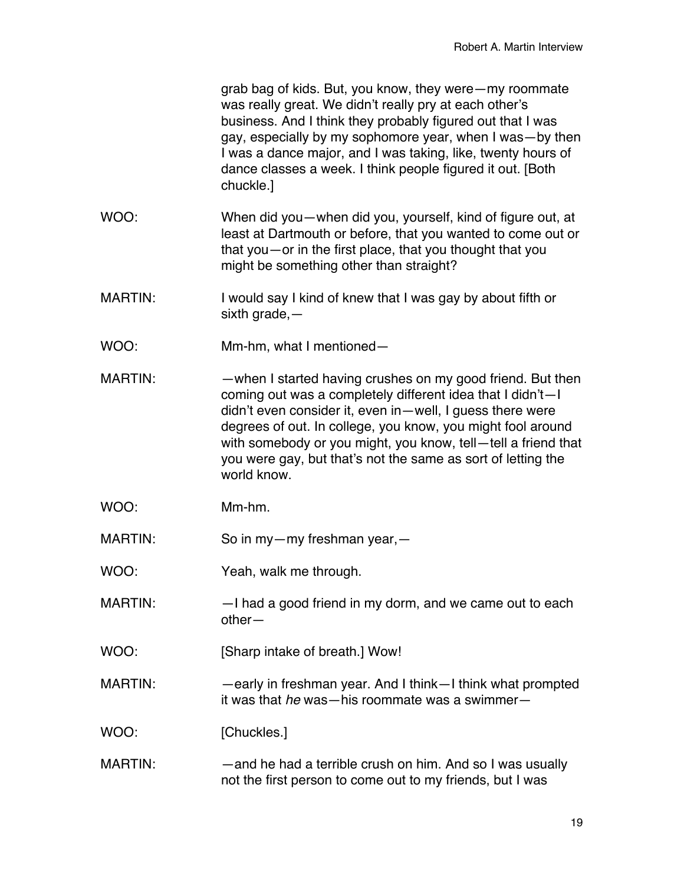grab bag of kids. But, you know, they were—my roommate was really great. We didn't really pry at each other's business. And I think they probably figured out that I was gay, especially by my sophomore year, when I was—by then I was a dance major, and I was taking, like, twenty hours of dance classes a week. I think people figured it out. [Both chuckle.]

WOO: When did you—when did you, yourself, kind of figure out, at least at Dartmouth or before, that you wanted to come out or that you—or in the first place, that you thought that you might be something other than straight?

MARTIN: I would say I kind of knew that I was gay by about fifth or sixth grade,—

WOO: Mm-hm, what I mentioned—

MARTIN: —when I started having crushes on my good friend. But then coming out was a completely different idea that I didn't—I didn't even consider it, even in—well, I guess there were degrees of out. In college, you know, you might fool around with somebody or you might, you know, tell—tell a friend that you were gay, but that's not the same as sort of letting the world know.

WOO: Mm-hm.

MARTIN: So in my—my freshman year,—

WOO: Yeah, walk me through.

MARTIN: —I had a good friend in my dorm, and we came out to each other—

WOO: [Sharp intake of breath.] Wow!

MARTIN: —early in freshman year. And I think—I think what prompted it was that *he* was—his roommate was a swimmer—

WOO: [Chuckles.]

MARTIN: —and he had a terrible crush on him. And so I was usually not the first person to come out to my friends, but I was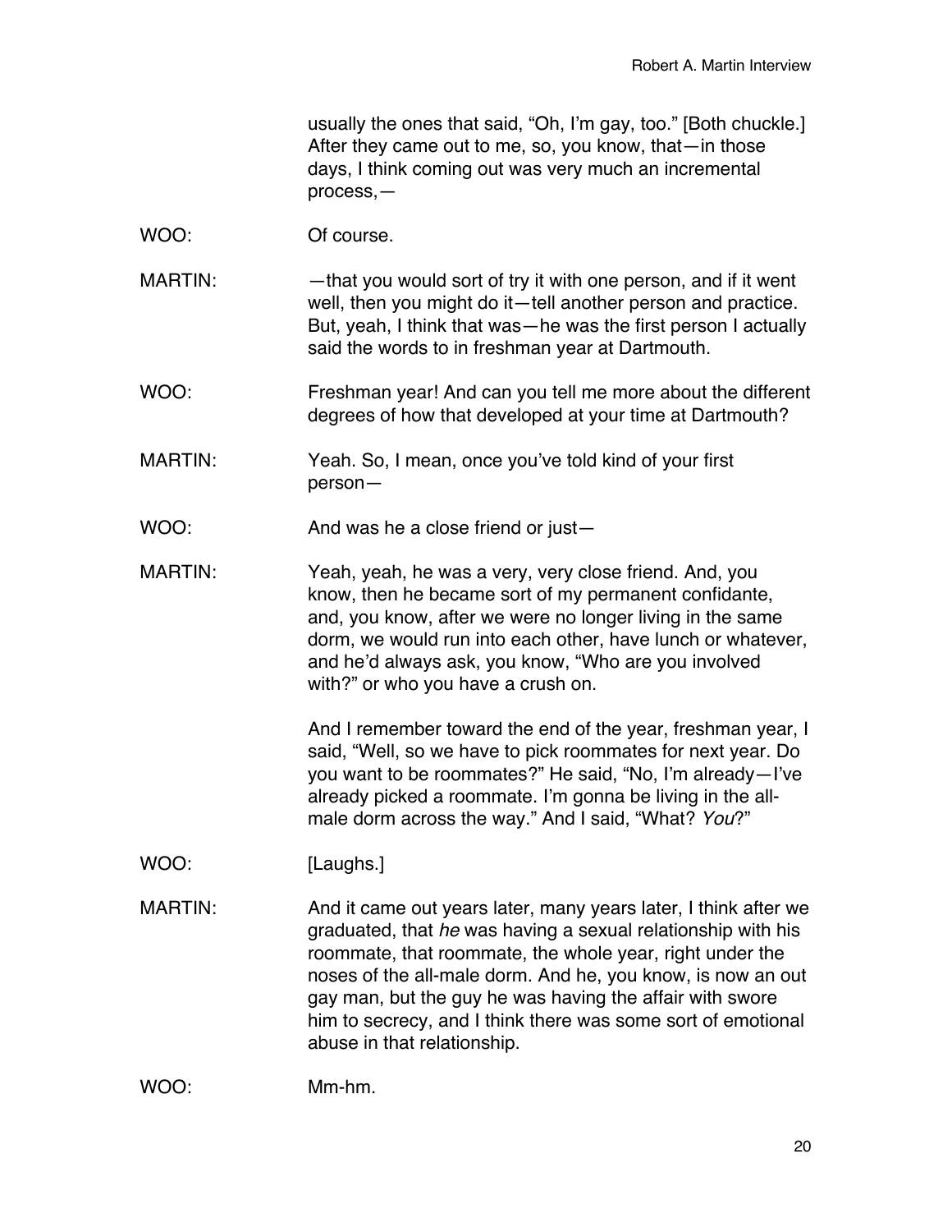usually the ones that said, "Oh, I'm gay, too." [Both chuckle.] After they came out to me, so, you know, that—in those days, I think coming out was very much an incremental process,—

WOO: Of course.

MARTIN: —that you would sort of try it with one person, and if it went well, then you might do it—tell another person and practice. But, yeah, I think that was—he was the first person I actually said the words to in freshman year at Dartmouth.

WOO: Freshman year! And can you tell me more about the different degrees of how that developed at your time at Dartmouth?

MARTIN: Yeah. So, I mean, once you've told kind of your first person—

WOO: And was he a close friend or just—

MARTIN: Yeah, yeah, he was a very, very close friend. And, you know, then he became sort of my permanent confidante, and, you know, after we were no longer living in the same dorm, we would run into each other, have lunch or whatever, and he'd always ask, you know, "Who are you involved with?" or who you have a crush on.

And I remember toward the end of the year, freshman year, I said, "Well, so we have to pick roommates for next year. Do you want to be roommates?" He said, "No, I'm already—I've already picked a roommate. I'm gonna be living in the all-male dorm across the way." And I said, "What? *You*?"

WOO: [Laughs.]

MARTIN: And it came out years later, many years later, I think after we graduated, that *he* was having a sexual relationship with his roommate, that roommate, the whole year, right under the noses of the all-male dorm. And he, you know, is now an out gay man, but the guy he was having the affair with swore him to secrecy, and I think there was some sort of emotional abuse in that relationship.

WOO: Mm-hm.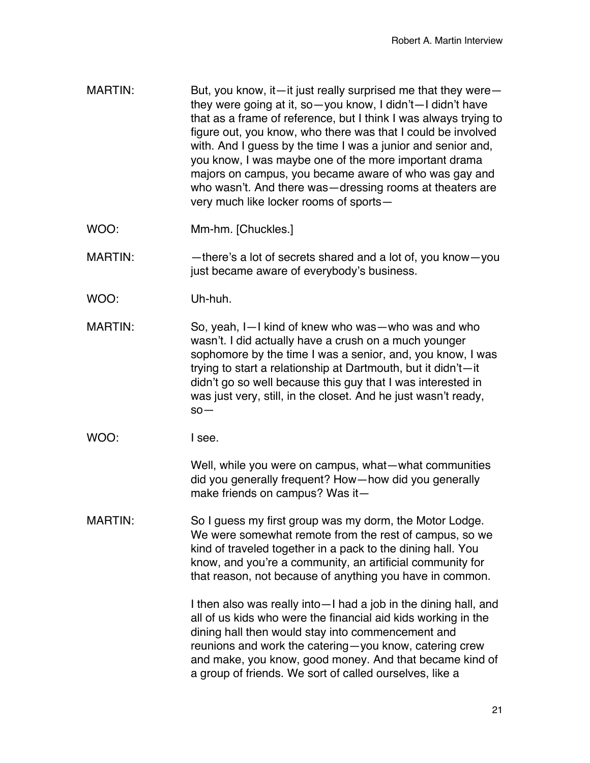MARTIN: But, you know, it—it just really surprised me that they were—they were going at it, so—you know, I didn't—I didn't have that as a frame of reference, but I think I was always trying to figure out, you know, who there was that I could be involved with. And I guess by the time I was a junior and senior and, you know, I was maybe one of the more important drama majors on campus, you became aware of who was gay and who wasn't. And there was—dressing rooms at theaters are very much like locker rooms of sports—

WOO: Mm-hm. [Chuckles.]

MARTIN: —there's a lot of secrets shared and a lot of, you know—you just became aware of everybody's business.

WOO: Uh-huh.

MARTIN: So, yeah, I—I kind of knew who was—who was and who wasn't. I did actually have a crush on a much younger sophomore by the time I was a senior, and, you know, I was trying to start a relationship at Dartmouth, but it didn't—it didn't go so well because this guy that I was interested in was just very, still, in the closet. And he just wasn't ready, so—

WOO: I see.

Well, while you were on campus, what—what communities did you generally frequent? How—how did you generally make friends on campus? Was it—

MARTIN: So I guess my first group was my dorm, the Motor Lodge. We were somewhat remote from the rest of campus, so we kind of traveled together in a pack to the dining hall. You know, and you're a community, an artificial community for that reason, not because of anything you have in common.

I then also was really into—I had a job in the dining hall, and all of us kids who were the financial aid kids working in the dining hall then would stay into commencement and reunions and work the catering—you know, catering crew and make, you know, good money. And that became kind of a group of friends. We sort of called ourselves, like a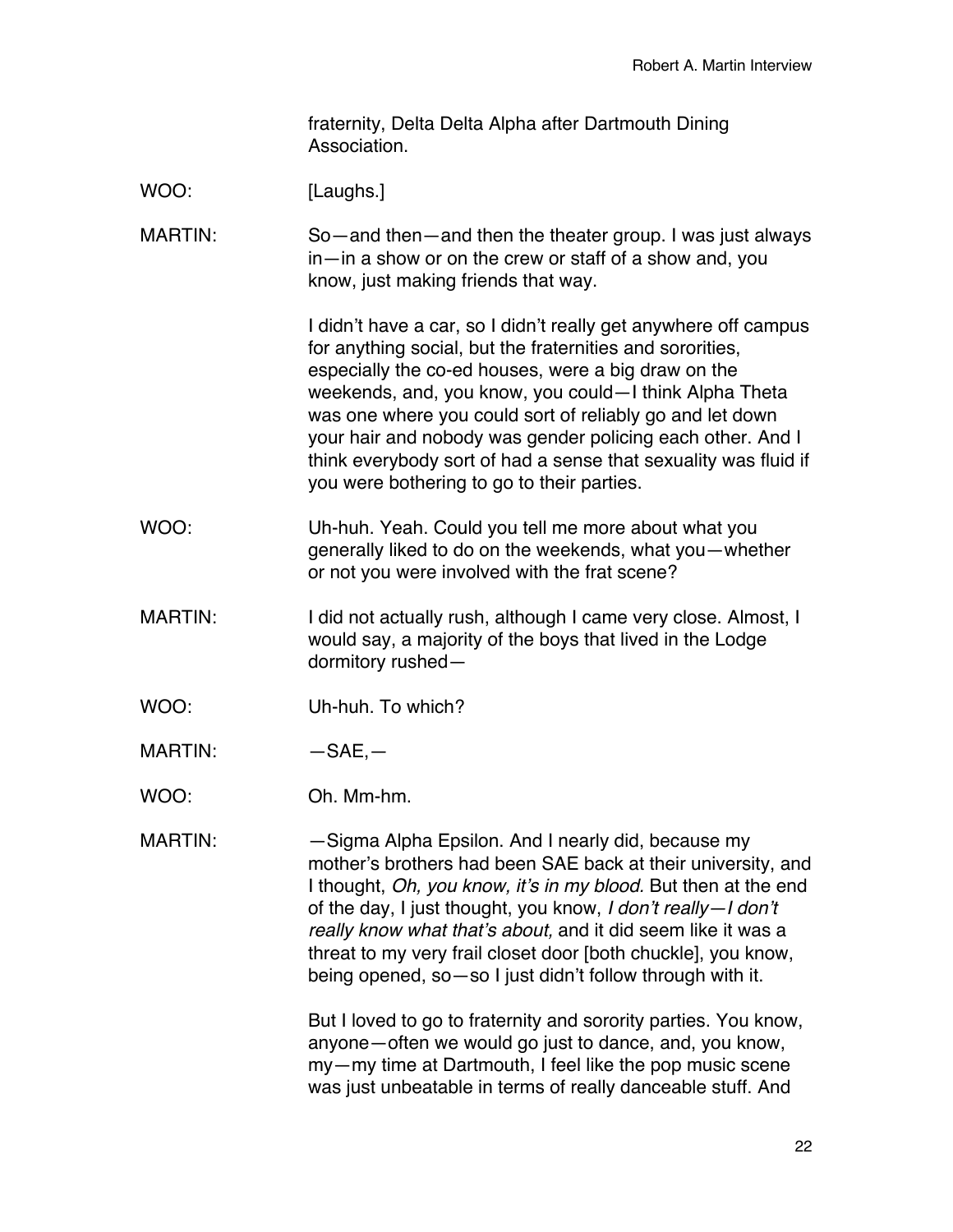fraternity, Delta Delta Alpha after Dartmouth Dining Association.

WOO: [Laughs.]

MARTIN: So—and then—and then the theater group. I was just always in—in a show or on the crew or staff of a show and, you know, just making friends that way.

I didn't have a car, so I didn't really get anywhere off campus for anything social, but the fraternities and sororities, especially the co-ed houses, were a big draw on the weekends, and, you know, you could—I think Alpha Theta was one where you could sort of reliably go and let down your hair and nobody was gender policing each other. And I think everybody sort of had a sense that sexuality was fluid if you were bothering to go to their parties.

WOO: Uh-huh. Yeah. Could you tell me more about what you generally liked to do on the weekends, what you—whether or not you were involved with the frat scene?

MARTIN: I did not actually rush, although I came very close. Almost, I would say, a majority of the boys that lived in the Lodge dormitory rushed—

WOO: Uh-huh. To which?

MARTIN: —SAE,—

WOO: Oh. Mm-hm.

MARTIN: —Sigma Alpha Epsilon. And I nearly did, because my mother's brothers had been SAE back at their university, and I thought, *Oh, you know, it's in my blood.* But then at the end of the day, I just thought, you know, *I don't really—I don't really know what that's about,* and it did seem like it was a threat to my very frail closet door [both chuckle], you know, being opened, so—so I just didn't follow through with it.

But I loved to go to fraternity and sorority parties. You know, anyone—often we would go just to dance, and, you know, my—my time at Dartmouth, I feel like the pop music scene was just unbeatable in terms of really danceable stuff. And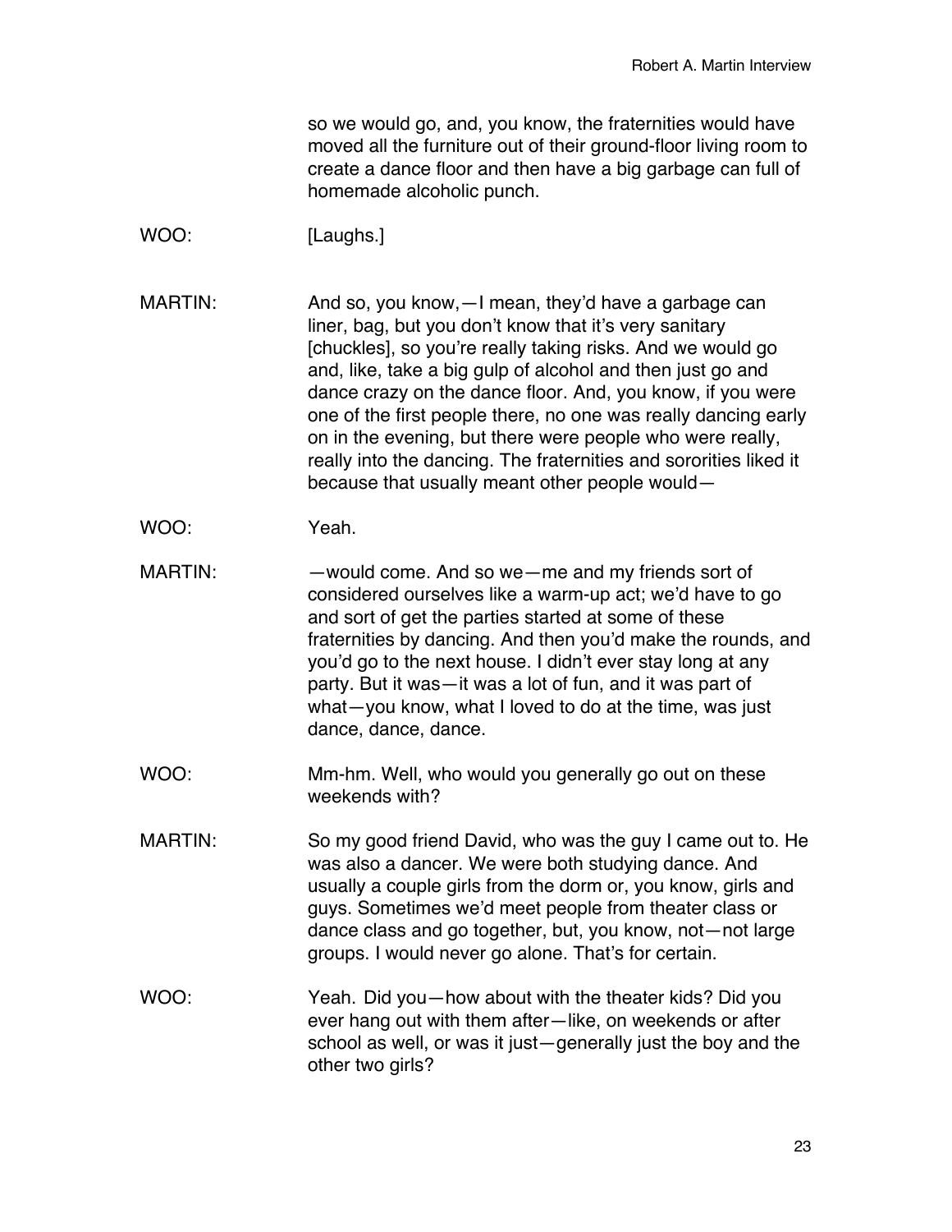so we would go, and, you know, the fraternities would have moved all the furniture out of their ground-floor living room to create a dance floor and then have a big garbage can full of homemade alcoholic punch.

WOO: [Laughs.]

MARTIN: And so, you know,—I mean, they'd have a garbage can liner, bag, but you don't know that it's very sanitary [chuckles], so you're really taking risks. And we would go and, like, take a big gulp of alcohol and then just go and dance crazy on the dance floor. And, you know, if you were one of the first people there, no one was really dancing early on in the evening, but there were people who were really, really into the dancing. The fraternities and sororities liked it because that usually meant other people would—

WOO: Yeah.

MARTIN: —would come. And so we—me and my friends sort of considered ourselves like a warm-up act; we'd have to go and sort of get the parties started at some of these fraternities by dancing. And then you'd make the rounds, and you'd go to the next house. I didn't ever stay long at any party. But it was—it was a lot of fun, and it was part of what—you know, what I loved to do at the time, was just dance, dance, dance.

WOO: Mm-hm. Well, who would you generally go out on these weekends with?

MARTIN: So my good friend David, who was the guy I came out to. He was also a dancer. We were both studying dance. And usually a couple girls from the dorm or, you know, girls and guys. Sometimes we'd meet people from theater class or dance class and go together, but, you know, not—not large groups. I would never go alone. That's for certain.

WOO: Yeah. Did you—how about with the theater kids? Did you ever hang out with them after—like, on weekends or after school as well, or was it just—generally just the boy and the other two girls?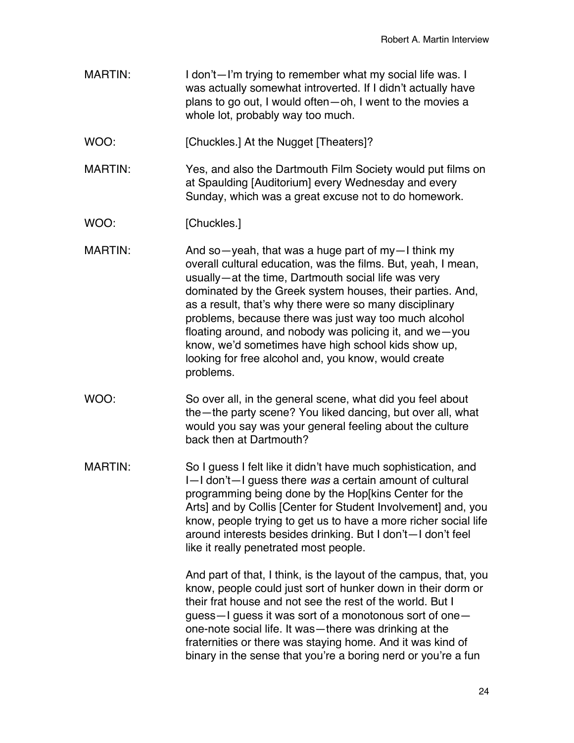MARTIN: I don't—I'm trying to remember what my social life was. I was actually somewhat introverted. If I didn't actually have plans to go out, I would often—oh, I went to the movies a whole lot, probably way too much.

WOO: [Chuckles.] At the Nugget [Theaters]?

MARTIN: Yes, and also the Dartmouth Film Society would put films on at Spaulding [Auditorium] every Wednesday and every Sunday, which was a great excuse not to do homework.

WOO: [Chuckles.]

MARTIN: And so—yeah, that was a huge part of my—I think my overall cultural education, was the films. But, yeah, I mean, usually—at the time, Dartmouth social life was very dominated by the Greek system houses, their parties. And, as a result, that's why there were so many disciplinary problems, because there was just way too much alcohol floating around, and nobody was policing it, and we—you know, we'd sometimes have high school kids show up, looking for free alcohol and, you know, would create problems.

WOO: So over all, in the general scene, what did you feel about the—the party scene? You liked dancing, but over all, what would you say was your general feeling about the culture back then at Dartmouth?

MARTIN: So I guess I felt like it didn't have much sophistication, and I—I don't—I guess there *was* a certain amount of cultural programming being done by the Hop[kins Center for the Arts] and by Collis [Center for Student Involvement] and, you know, people trying to get us to have a more richer social life around interests besides drinking. But I don't—I don't feel like it really penetrated most people.

And part of that, I think, is the layout of the campus, that, you know, people could just sort of hunker down in their dorm or their frat house and not see the rest of the world. But I guess—I guess it was sort of a monotonous sort of one—one-note social life. It was—there was drinking at the fraternities or there was staying home. And it was kind of binary in the sense that you're a boring nerd or you're a fun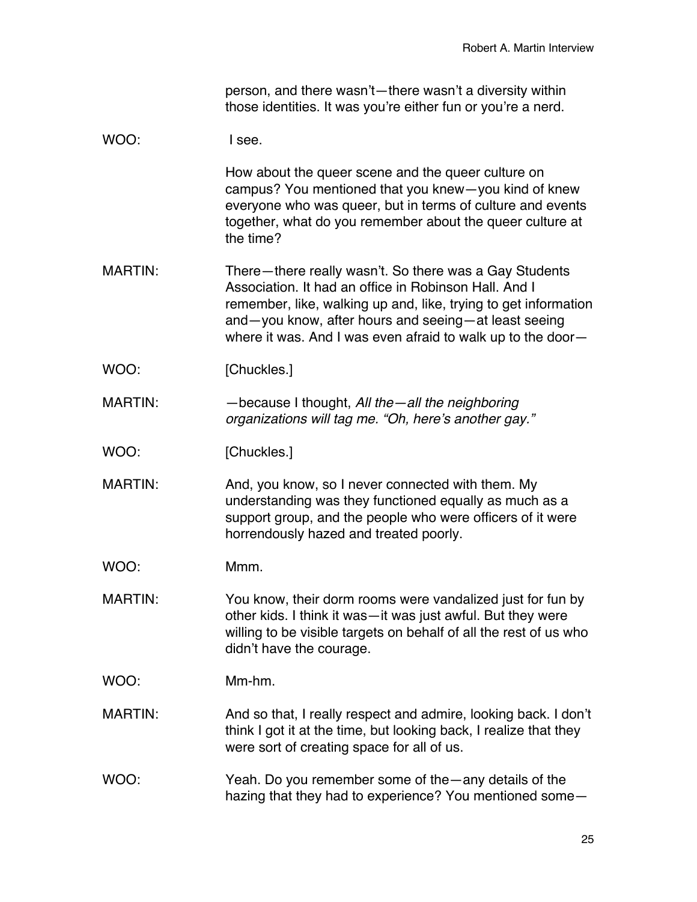person, and there wasn't—there wasn't a diversity within those identities. It was you're either fun or you're a nerd.

WOO: I see.

How about the queer scene and the queer culture on campus? You mentioned that you knew—you kind of knew everyone who was queer, but in terms of culture and events together, what do you remember about the queer culture at the time?

MARTIN: There—there really wasn't. So there was a Gay Students Association. It had an office in Robinson Hall. And I remember, like, walking up and, like, trying to get information and—you know, after hours and seeing—at least seeing where it was. And I was even afraid to walk up to the door—

WOO: [Chuckles.]

MARTIN: —because I thought, *All the—all the neighboring organizations will tag me. "Oh, here's another gay."*

WOO: [Chuckles.]

MARTIN: And, you know, so I never connected with them. My understanding was they functioned equally as much as a support group, and the people who were officers of it were horrendously hazed and treated poorly.

WOO: Mmm.

MARTIN: You know, their dorm rooms were vandalized just for fun by other kids. I think it was—it was just awful. But they were willing to be visible targets on behalf of all the rest of us who didn't have the courage.

WOO: Mm-hm.

MARTIN: And so that, I really respect and admire, looking back. I don't think I got it at the time, but looking back, I realize that they were sort of creating space for all of us.

WOO: Yeah. Do you remember some of the—any details of the hazing that they had to experience? You mentioned some—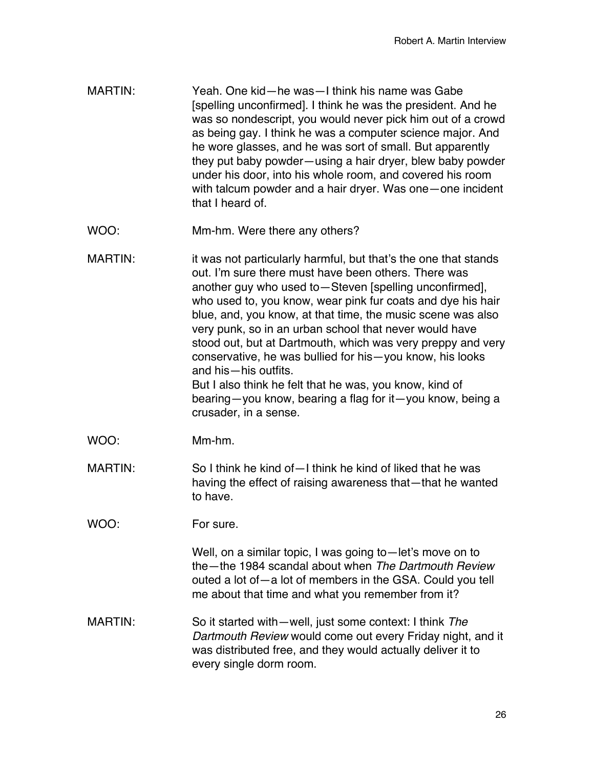MARTIN: Yeah. One kid—he was—I think his name was Gabe [spelling unconfirmed]. I think he was the president. And he was so nondescript, you would never pick him out of a crowd as being gay. I think he was a computer science major. And he wore glasses, and he was sort of small. But apparently they put baby powder—using a hair dryer, blew baby powder under his door, into his whole room, and covered his room with talcum powder and a hair dryer. Was one—one incident that I heard of.

WOO: Mm-hm. Were there any others?

MARTIN: it was not particularly harmful, but that's the one that stands out. I'm sure there must have been others. There was another guy who used to—Steven [spelling unconfirmed], who used to, you know, wear pink fur coats and dye his hair blue, and, you know, at that time, the music scene was also very punk, so in an urban school that never would have stood out, but at Dartmouth, which was very preppy and very conservative, he was bullied for his—you know, his looks and his—his outfits.

But I also think he felt that he was, you know, kind of bearing—you know, bearing a flag for it—you know, being a crusader, in a sense.

WOO: Mm-hm.

MARTIN: So I think he kind of—I think he kind of liked that he was having the effect of raising awareness that—that he wanted to have.

WOO: For sure.

Well, on a similar topic, I was going to—let's move on to the—the 1984 scandal about when *The Dartmouth Review* outed a lot of—a lot of members in the GSA. Could you tell me about that time and what you remember from it?

MARTIN: So it started with—well, just some context: I think *The Dartmouth Review* would come out every Friday night, and it was distributed free, and they would actually deliver it to every single dorm room.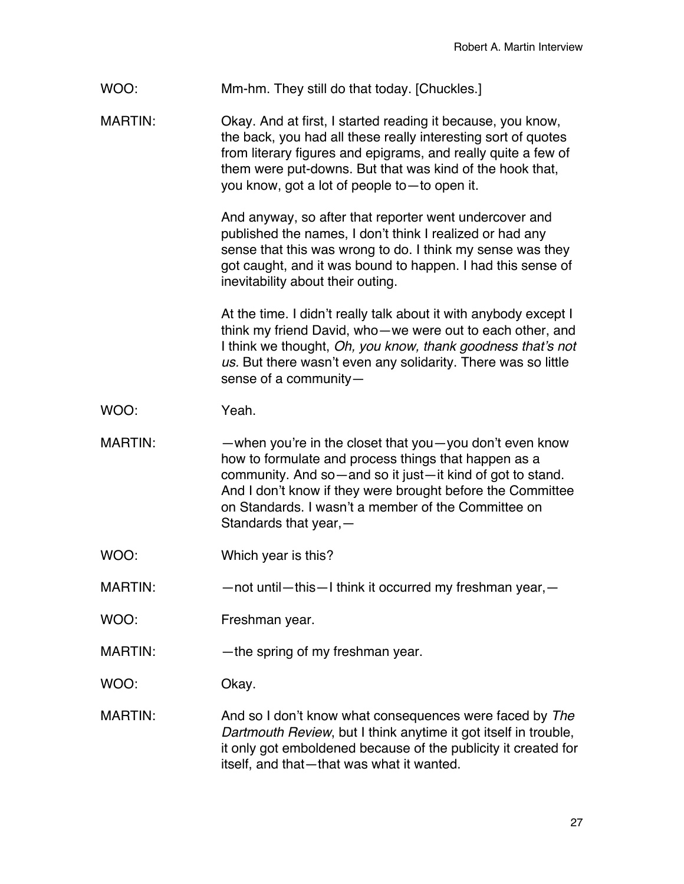WOO: Mm-hm. They still do that today. [Chuckles.]

MARTIN: Okay. And at first, I started reading it because, you know, the back, you had all these really interesting sort of quotes from literary figures and epigrams, and really quite a few of them were put-downs. But that was kind of the hook that, you know, got a lot of people to—to open it.

And anyway, so after that reporter went undercover and published the names, I don't think I realized or had any sense that this was wrong to do. I think my sense was they got caught, and it was bound to happen. I had this sense of inevitability about their outing.

At the time. I didn't really talk about it with anybody except I think my friend David, who—we were out to each other, and I think we thought, *Oh, you know, thank goodness that's not us*. But there wasn't even any solidarity. There was so little sense of a community—

WOO: Yeah.

MARTIN: —when you're in the closet that you—you don't even know how to formulate and process things that happen as a community. And so—and so it just—it kind of got to stand. And I don't know if they were brought before the Committee on Standards. I wasn't a member of the Committee on Standards that year,—

WOO: Which year is this?

MARTIN: —not until—this—I think it occurred my freshman year,—

WOO: Freshman year.

MARTIN: —the spring of my freshman year.

WOO: Okay.

MARTIN: And so I don't know what consequences were faced by *The Dartmouth Review*, but I think anytime it got itself in trouble, it only got emboldened because of the publicity it created for itself, and that—that was what it wanted.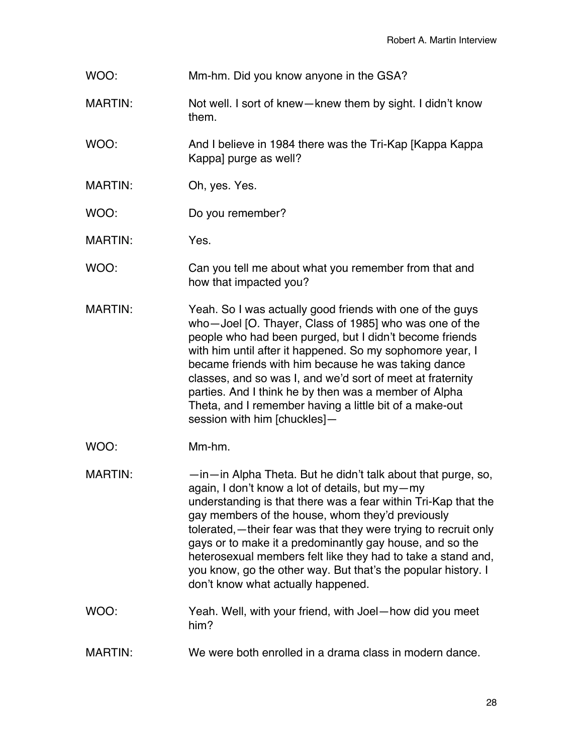WOO: Mm-hm. Did you know anyone in the GSA?

MARTIN: Not well. I sort of knew—knew them by sight. I didn't know them.

WOO: And I believe in 1984 there was the Tri-Kap [Kappa Kappa Kappa] purge as well?

MARTIN: Oh, yes. Yes.

WOO: Do you remember?

MARTIN: Yes.

WOO: Can you tell me about what you remember from that and how that impacted you?

MARTIN: Yeah. So I was actually good friends with one of the guys who—Joel [O. Thayer, Class of 1985] who was one of the people who had been purged, but I didn't become friends with him until after it happened. So my sophomore year, I became friends with him because he was taking dance classes, and so was I, and we'd sort of meet at fraternity parties. And I think he by then was a member of Alpha Theta, and I remember having a little bit of a make-out session with him [chuckles]—

WOO: Mm-hm.

MARTIN: —in—in Alpha Theta. But he didn't talk about that purge, so, again, I don't know a lot of details, but my—my understanding is that there was a fear within Tri-Kap that the gay members of the house, whom they'd previously tolerated,—their fear was that they were trying to recruit only gays or to make it a predominantly gay house, and so the heterosexual members felt like they had to take a stand and, you know, go the other way. But that's the popular history. I don't know what actually happened.

WOO: Yeah. Well, with your friend, with Joel—how did you meet him?

MARTIN: We were both enrolled in a drama class in modern dance.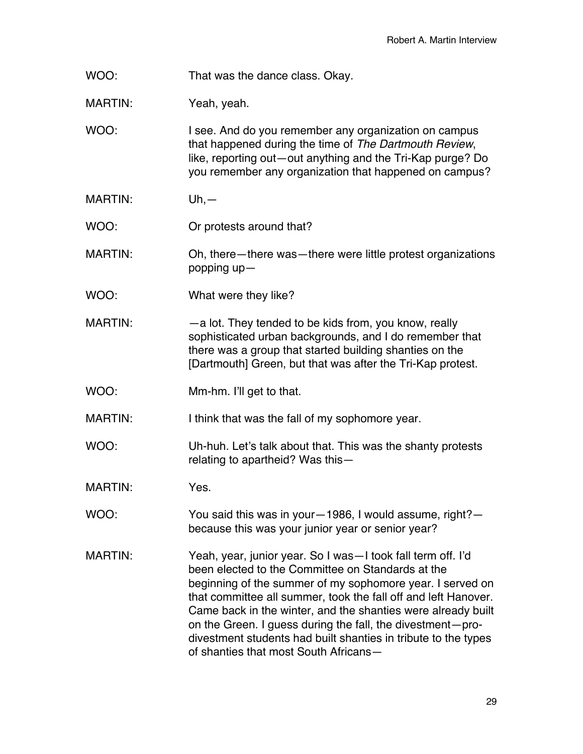WOO: That was the dance class. Okay.

MARTIN: Yeah, yeah.

WOO: I see. And do you remember any organization on campus that happened during the time of *The Dartmouth Review*, like, reporting out—out anything and the Tri-Kap purge? Do you remember any organization that happened on campus?

MARTIN: Uh,—

WOO: Or protests around that?

MARTIN: Oh, there—there was—there were little protest organizations popping up—

WOO: What were they like?

MARTIN: —a lot. They tended to be kids from, you know, really sophisticated urban backgrounds, and I do remember that there was a group that started building shanties on the [Dartmouth] Green, but that was after the Tri-Kap protest.

WOO: Mm-hm. I'll get to that.

MARTIN: I think that was the fall of my sophomore year.

WOO: Uh-huh. Let's talk about that. This was the shanty protests relating to apartheid? Was this—

MARTIN: Yes.

WOO: You said this was in your—1986, I would assume, right?—because this was your junior year or senior year?

MARTIN: Yeah, year, junior year. So I was—I took fall term off. I'd been elected to the Committee on Standards at the beginning of the summer of my sophomore year. I served on that committee all summer, took the fall off and left Hanover. Came back in the winter, and the shanties were already built on the Green. I guess during the fall, the divestment—pro-divestment students had built shanties in tribute to the types of shanties that most South Africans—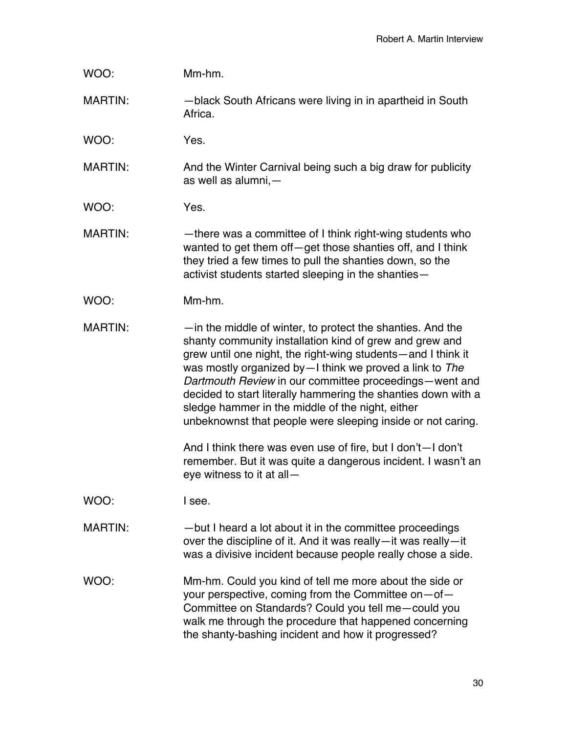WOO: Mm-hm.

MARTIN: —black South Africans were living in in apartheid in South Africa.

WOO: Yes.

MARTIN: And the Winter Carnival being such a big draw for publicity as well as alumni,—

WOO: Yes.

MARTIN: —there was a committee of I think right-wing students who wanted to get them off—get those shanties off, and I think they tried a few times to pull the shanties down, so the activist students started sleeping in the shanties—

WOO: Mm-hm.

MARTIN: —in the middle of winter, to protect the shanties. And the shanty community installation kind of grew and grew and grew until one night, the right-wing students—and I think it was mostly organized by—I think we proved a link to *The Dartmouth Review* in our committee proceedings—went and decided to start literally hammering the shanties down with a sledge hammer in the middle of the night, either unbeknownst that people were sleeping inside or not caring.

And I think there was even use of fire, but I don't—I don't remember. But it was quite a dangerous incident. I wasn't an eye witness to it at all—

WOO: I see.

MARTIN: —but I heard a lot about it in the committee proceedings over the discipline of it. And it was really—it was really—it was a divisive incident because people really chose a side.

WOO: Mm-hm. Could you kind of tell me more about the side or your perspective, coming from the Committee on—of—Committee on Standards? Could you tell me—could you walk me through the procedure that happened concerning the shanty-bashing incident and how it progressed?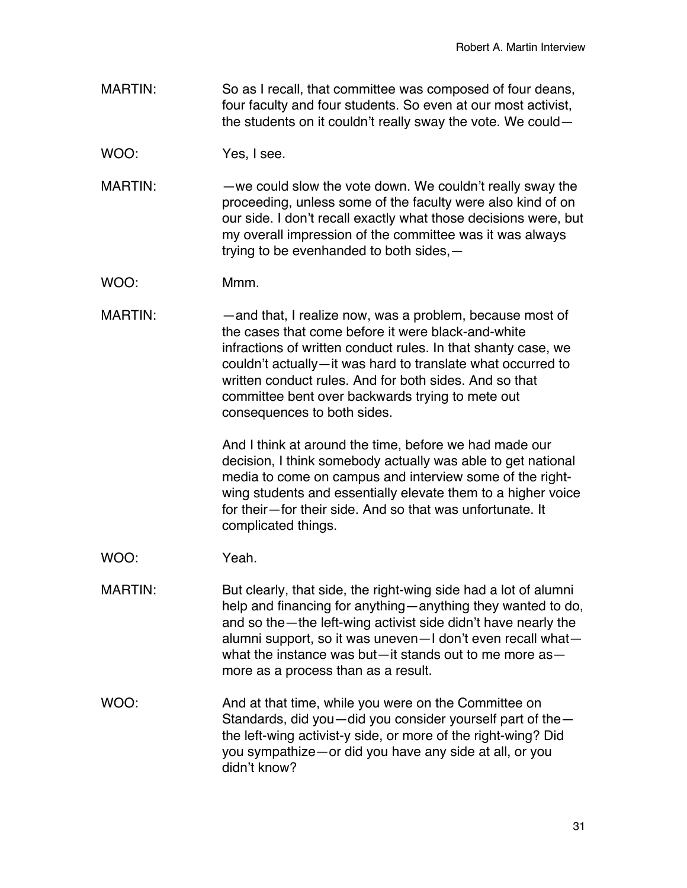MARTIN: So as I recall, that committee was composed of four deans, four faculty and four students. So even at our most activist, the students on it couldn't really sway the vote. We could—

WOO: Yes, I see.

MARTIN: —we could slow the vote down. We couldn't really sway the proceeding, unless some of the faculty were also kind of on our side. I don't recall exactly what those decisions were, but my overall impression of the committee was it was always trying to be evenhanded to both sides,—

WOO: Mmm.

MARTIN: —and that, I realize now, was a problem, because most of the cases that come before it were black-and-white infractions of written conduct rules. In that shanty case, we couldn't actually—it was hard to translate what occurred to written conduct rules. And for both sides. And so that committee bent over backwards trying to mete out consequences to both sides.

And I think at around the time, before we had made our decision, I think somebody actually was able to get national media to come on campus and interview some of the right-wing students and essentially elevate them to a higher voice for their—for their side. And so that was unfortunate. It complicated things.

WOO: Yeah.

MARTIN: But clearly, that side, the right-wing side had a lot of alumni help and financing for anything—anything they wanted to do, and so the—the left-wing activist side didn't have nearly the alumni support, so it was uneven—I don't even recall what—what the instance was but—it stands out to me more as—more as a process than as a result.

WOO: And at that time, while you were on the Committee on Standards, did you—did you consider yourself part of the—the left-wing activist-y side, or more of the right-wing? Did you sympathize—or did you have any side at all, or you didn't know?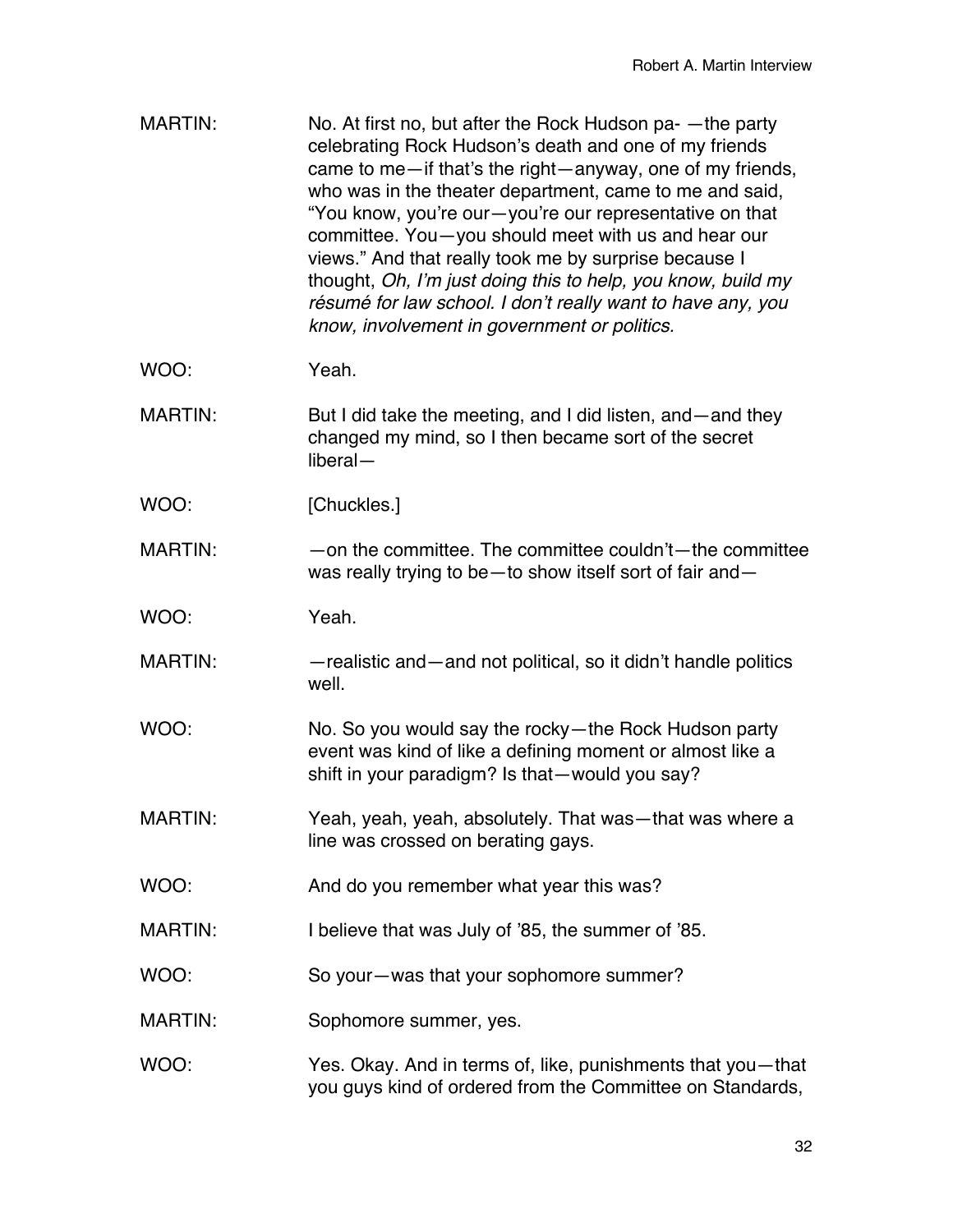MARTIN: No. At first no, but after the Rock Hudson pa- —the party celebrating Rock Hudson's death and one of my friends came to me—if that's the right—anyway, one of my friends, who was in the theater department, came to me and said, "You know, you're our—you're our representative on that committee. You—you should meet with us and hear our views." And that really took me by surprise because I thought, *Oh, I'm just doing this to help, you know, build my résumé for law school. I don't really want to have any, you know, involvement in government or politics.*

WOO: Yeah.

MARTIN: But I did take the meeting, and I did listen, and—and they changed my mind, so I then became sort of the secret liberal—

WOO: [Chuckles.]

MARTIN: —on the committee. The committee couldn't—the committee was really trying to be—to show itself sort of fair and—

WOO: Yeah.

MARTIN: —realistic and—and not political, so it didn't handle politics well.

WOO: No. So you would say the rocky—the Rock Hudson party event was kind of like a defining moment or almost like a shift in your paradigm? Is that—would you say?

MARTIN: Yeah, yeah, yeah, absolutely. That was—that was where a line was crossed on berating gays.

WOO: And do you remember what year this was?

MARTIN: I believe that was July of '85, the summer of '85.

WOO: So your—was that your sophomore summer?

MARTIN: Sophomore summer, yes.

WOO: Yes. Okay. And in terms of, like, punishments that you—that you guys kind of ordered from the Committee on Standards,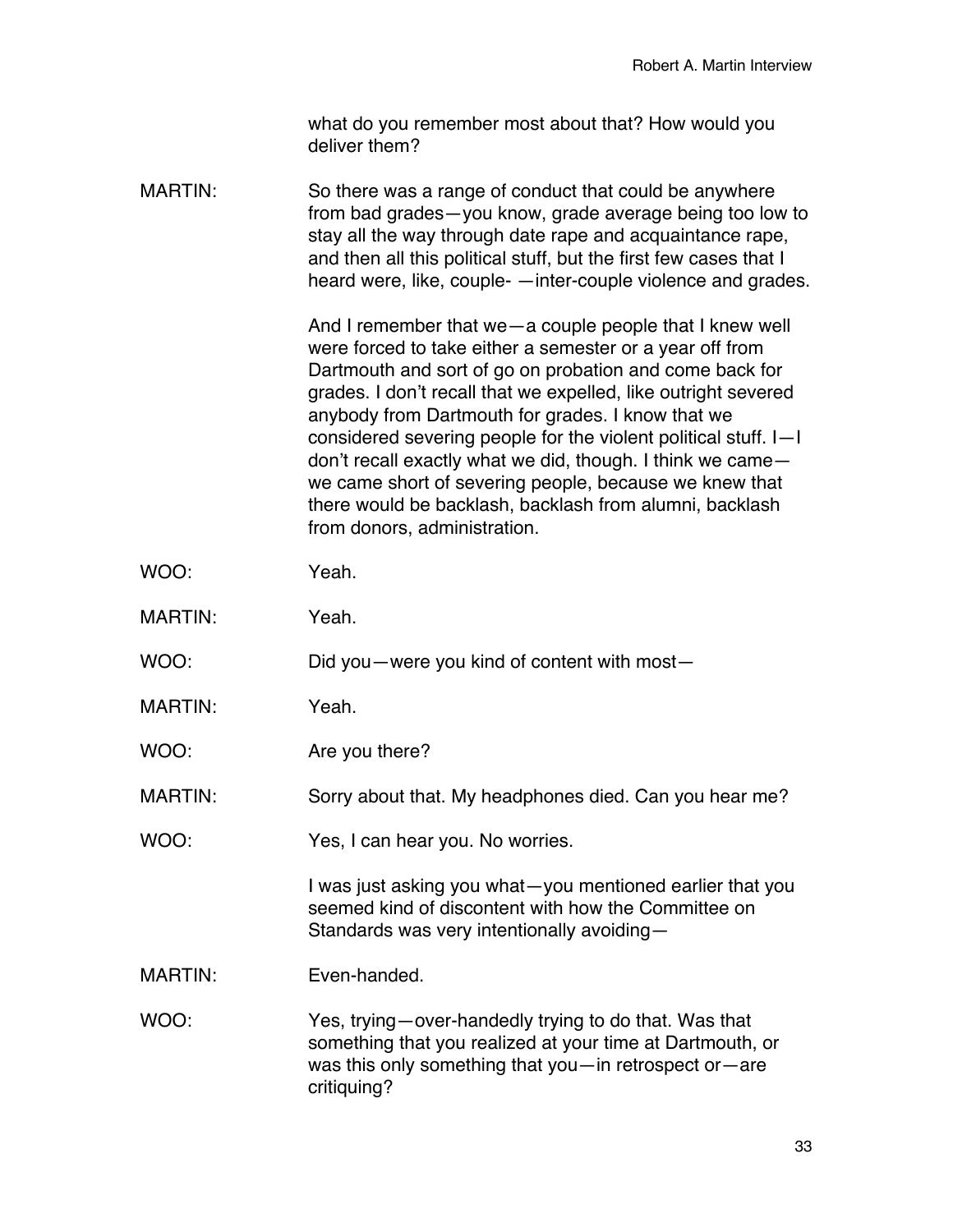what do you remember most about that? How would you deliver them?

MARTIN: So there was a range of conduct that could be anywhere from bad grades—you know, grade average being too low to stay all the way through date rape and acquaintance rape, and then all this political stuff, but the first few cases that I heard were, like, couple- —inter-couple violence and grades.

And I remember that we—a couple people that I knew well were forced to take either a semester or a year off from Dartmouth and sort of go on probation and come back for grades. I don't recall that we expelled, like outright severed anybody from Dartmouth for grades. I know that we considered severing people for the violent political stuff. I—I don't recall exactly what we did, though. I think we came—we came short of severing people, because we knew that there would be backlash, backlash from alumni, backlash from donors, administration.

WOO: Yeah.

MARTIN: Yeah.

WOO: Did you—were you kind of content with most—

MARTIN: Yeah.

WOO: Are you there?

MARTIN: Sorry about that. My headphones died. Can you hear me?

WOO: Yes, I can hear you. No worries.

I was just asking you what—you mentioned earlier that you seemed kind of discontent with how the Committee on Standards was very intentionally avoiding—

MARTIN: Even-handed.

WOO: Yes, trying—over-handedly trying to do that. Was that something that you realized at your time at Dartmouth, or was this only something that you—in retrospect or—are critiquing?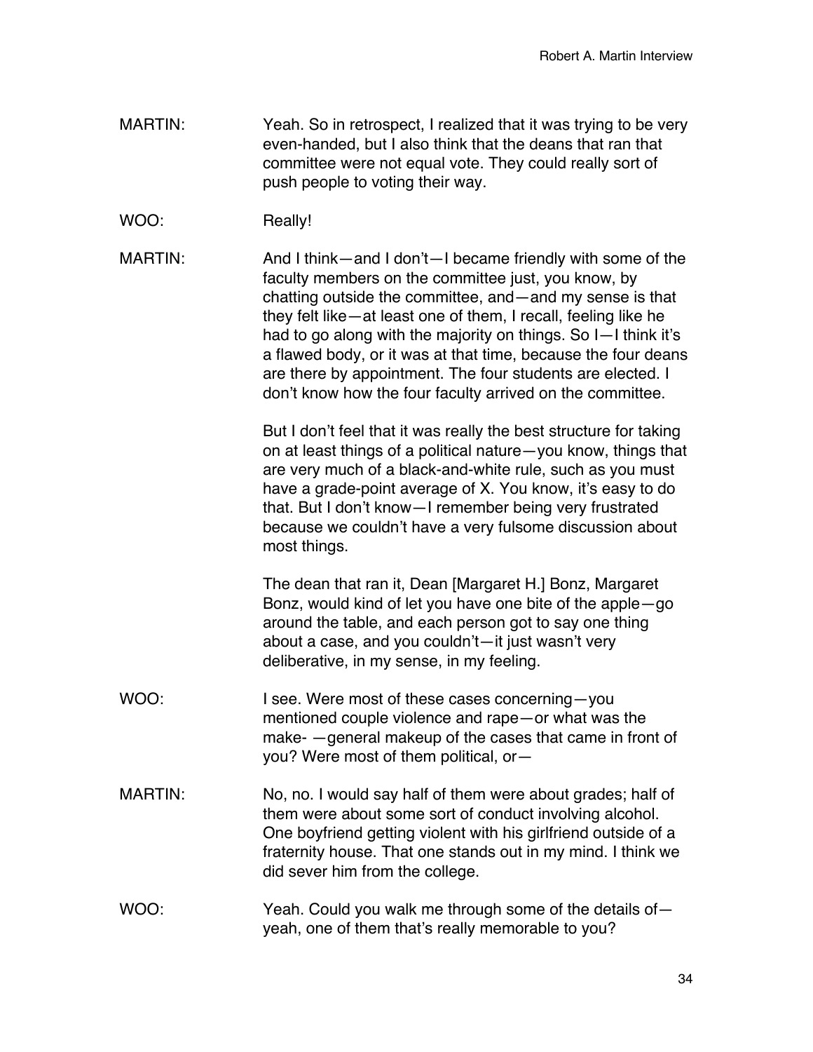MARTIN: Yeah. So in retrospect, I realized that it was trying to be very even-handed, but I also think that the deans that ran that committee were not equal vote. They could really sort of push people to voting their way.

WOO: Really!

MARTIN: And I think—and I don't—I became friendly with some of the faculty members on the committee just, you know, by chatting outside the committee, and—and my sense is that they felt like—at least one of them, I recall, feeling like he had to go along with the majority on things. So I—I think it's a flawed body, or it was at that time, because the four deans are there by appointment. The four students are elected. I don't know how the four faculty arrived on the committee.

But I don't feel that it was really the best structure for taking on at least things of a political nature—you know, things that are very much of a black-and-white rule, such as you must have a grade-point average of X. You know, it's easy to do that. But I don't know—I remember being very frustrated because we couldn't have a very fulsome discussion about most things.

The dean that ran it, Dean [Margaret H.] Bonz, Margaret Bonz, would kind of let you have one bite of the apple—go around the table, and each person got to say one thing about a case, and you couldn't—it just wasn't very deliberative, in my sense, in my feeling.

WOO: I see. Were most of these cases concerning—you mentioned couple violence and rape—or what was the make- —general makeup of the cases that came in front of you? Were most of them political, or—

MARTIN: No, no. I would say half of them were about grades; half of them were about some sort of conduct involving alcohol. One boyfriend getting violent with his girlfriend outside of a fraternity house. That one stands out in my mind. I think we did sever him from the college.

WOO: Yeah. Could you walk me through some of the details of—yeah, one of them that's really memorable to you?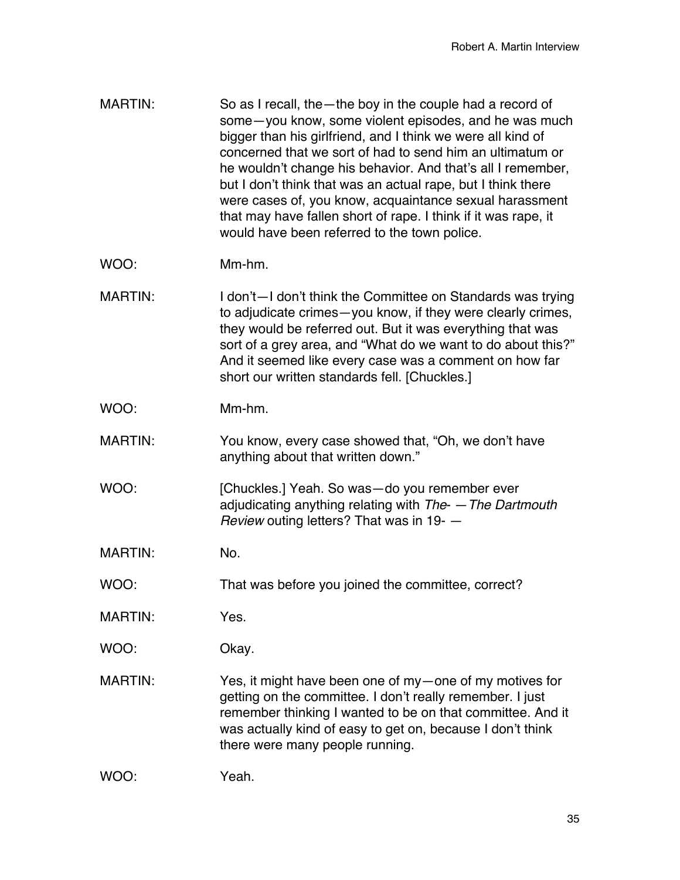MARTIN: So as I recall, the—the boy in the couple had a record of some—you know, some violent episodes, and he was much bigger than his girlfriend, and I think we were all kind of concerned that we sort of had to send him an ultimatum or he wouldn't change his behavior. And that's all I remember, but I don't think that was an actual rape, but I think there were cases of, you know, acquaintance sexual harassment that may have fallen short of rape. I think if it was rape, it would have been referred to the town police.

WOO: Mm-hm.

MARTIN: I don't—I don't think the Committee on Standards was trying to adjudicate crimes—you know, if they were clearly crimes, they would be referred out. But it was everything that was sort of a grey area, and "What do we want to do about this?" And it seemed like every case was a comment on how far short our written standards fell. [Chuckles.]

WOO: Mm-hm.

MARTIN: You know, every case showed that, "Oh, we don't have anything about that written down."

WOO: [Chuckles.] Yeah. So was—do you remember ever adjudicating anything relating with *The*- —*The Dartmouth Review* outing letters? That was in 19- —

MARTIN: No.

WOO: That was before you joined the committee, correct?

MARTIN: Yes.

WOO: Okay.

MARTIN: Yes, it might have been one of my—one of my motives for getting on the committee. I don't really remember. I just remember thinking I wanted to be on that committee. And it was actually kind of easy to get on, because I don't think there were many people running.

WOO: Yeah.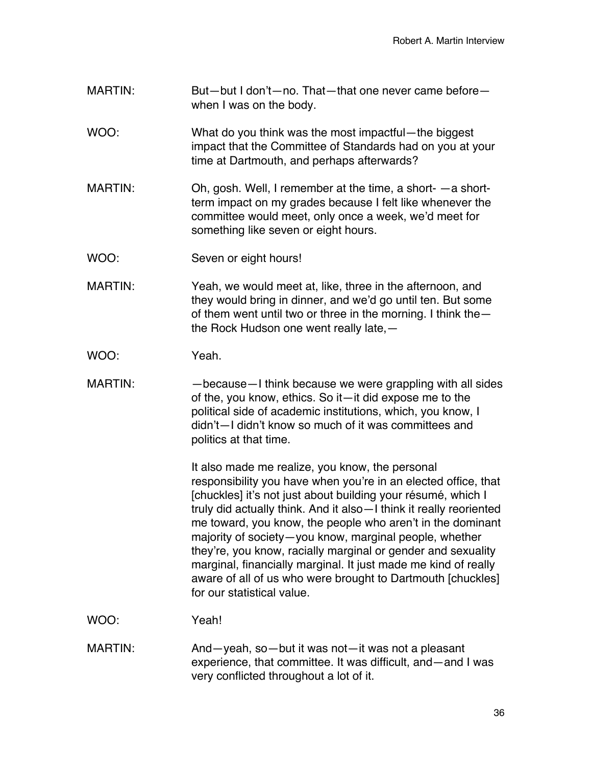MARTIN: But—but I don't—no. That—that one never came before—when I was on the body.

WOO: What do you think was the most impactful—the biggest impact that the Committee of Standards had on you at your time at Dartmouth, and perhaps afterwards?

MARTIN: Oh, gosh. Well, I remember at the time, a short- —a short-term impact on my grades because I felt like whenever the committee would meet, only once a week, we'd meet for something like seven or eight hours.

WOO: Seven or eight hours!

MARTIN: Yeah, we would meet at, like, three in the afternoon, and they would bring in dinner, and we'd go until ten. But some of them went until two or three in the morning. I think the—the Rock Hudson one went really late,—

WOO: Yeah.

MARTIN: —because—I think because we were grappling with all sides of the, you know, ethics. So it—it did expose me to the political side of academic institutions, which, you know, I didn't—I didn't know so much of it was committees and politics at that time.

It also made me realize, you know, the personal responsibility you have when you're in an elected office, that [chuckles] it's not just about building your résumé, which I truly did actually think. And it also—I think it really reoriented me toward, you know, the people who aren't in the dominant majority of society—you know, marginal people, whether they're, you know, racially marginal or gender and sexuality marginal, financially marginal. It just made me kind of really aware of all of us who were brought to Dartmouth [chuckles] for our statistical value.

WOO: Yeah!

MARTIN: And—yeah, so—but it was not—it was not a pleasant experience, that committee. It was difficult, and—and I was very conflicted throughout a lot of it.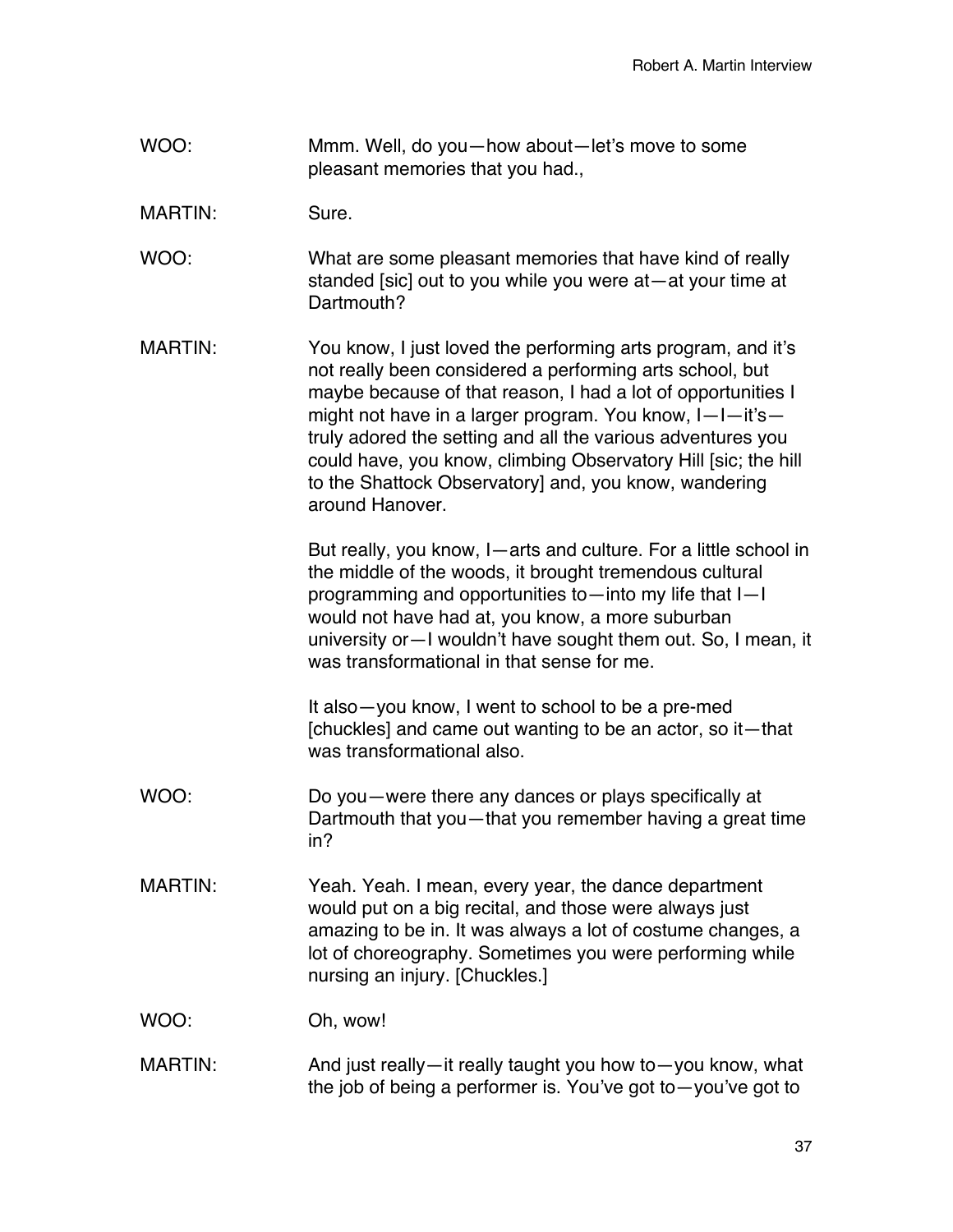WOO: Mmm. Well, do you—how about—let's move to some pleasant memories that you had.,

MARTIN: Sure.

WOO: What are some pleasant memories that have kind of really standed [sic] out to you while you were at—at your time at Dartmouth?

MARTIN: You know, I just loved the performing arts program, and it's not really been considered a performing arts school, but maybe because of that reason, I had a lot of opportunities I might not have in a larger program. You know, I—I—it's—truly adored the setting and all the various adventures you could have, you know, climbing Observatory Hill [sic; the hill to the Shattock Observatory] and, you know, wandering around Hanover.

But really, you know, I—arts and culture. For a little school in the middle of the woods, it brought tremendous cultural programming and opportunities to—into my life that I—I would not have had at, you know, a more suburban university or—I wouldn't have sought them out. So, I mean, it was transformational in that sense for me.

It also—you know, I went to school to be a pre-med [chuckles] and came out wanting to be an actor, so it—that was transformational also.

WOO: Do you—were there any dances or plays specifically at Dartmouth that you—that you remember having a great time in?

MARTIN: Yeah. Yeah. I mean, every year, the dance department would put on a big recital, and those were always just amazing to be in. It was always a lot of costume changes, a lot of choreography. Sometimes you were performing while nursing an injury. [Chuckles.]

WOO: Oh, wow!

MARTIN: And just really—it really taught you how to—you know, what the job of being a performer is. You've got to—you've got to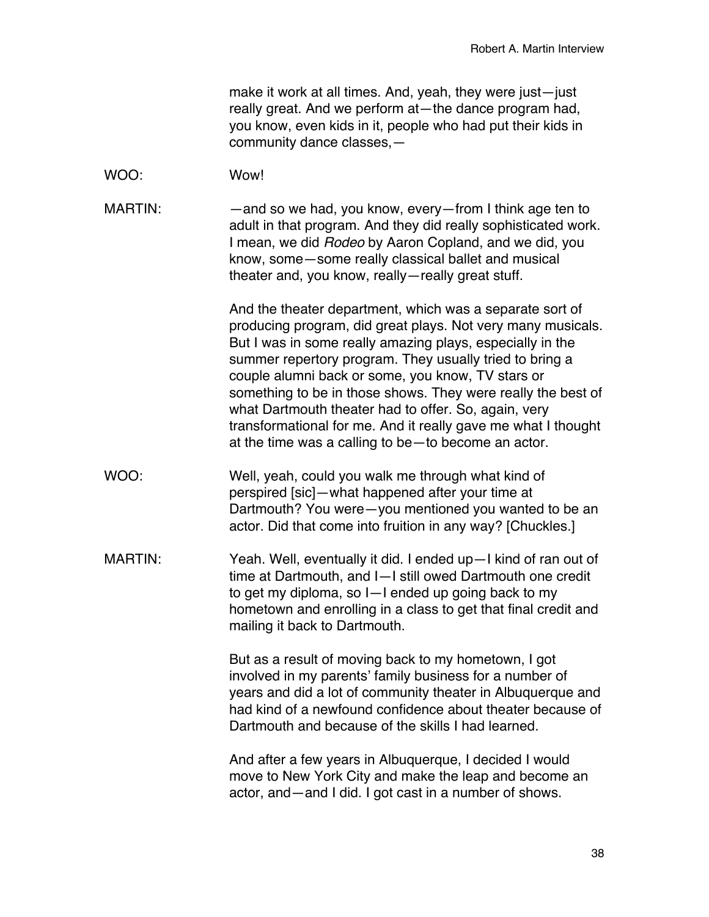make it work at all times. And, yeah, they were just—just really great. And we perform at—the dance program had, you know, even kids in it, people who had put their kids in community dance classes,—

WOO: Wow!

MARTIN: —and so we had, you know, every—from I think age ten to adult in that program. And they did really sophisticated work. I mean, we did *Rodeo* by Aaron Copland, and we did, you know, some—some really classical ballet and musical theater and, you know, really—really great stuff.

And the theater department, which was a separate sort of producing program, did great plays. Not very many musicals. But I was in some really amazing plays, especially in the summer repertory program. They usually tried to bring a couple alumni back or some, you know, TV stars or something to be in those shows. They were really the best of what Dartmouth theater had to offer. So, again, very transformational for me. And it really gave me what I thought at the time was a calling to be—to become an actor.

WOO: Well, yeah, could you walk me through what kind of perspired [sic]—what happened after your time at Dartmouth? You were—you mentioned you wanted to be an actor. Did that come into fruition in any way? [Chuckles.]

MARTIN: Yeah. Well, eventually it did. I ended up—I kind of ran out of time at Dartmouth, and I—I still owed Dartmouth one credit to get my diploma, so I—I ended up going back to my hometown and enrolling in a class to get that final credit and mailing it back to Dartmouth.

But as a result of moving back to my hometown, I got involved in my parents' family business for a number of years and did a lot of community theater in Albuquerque and had kind of a newfound confidence about theater because of Dartmouth and because of the skills I had learned.

And after a few years in Albuquerque, I decided I would move to New York City and make the leap and become an actor, and—and I did. I got cast in a number of shows.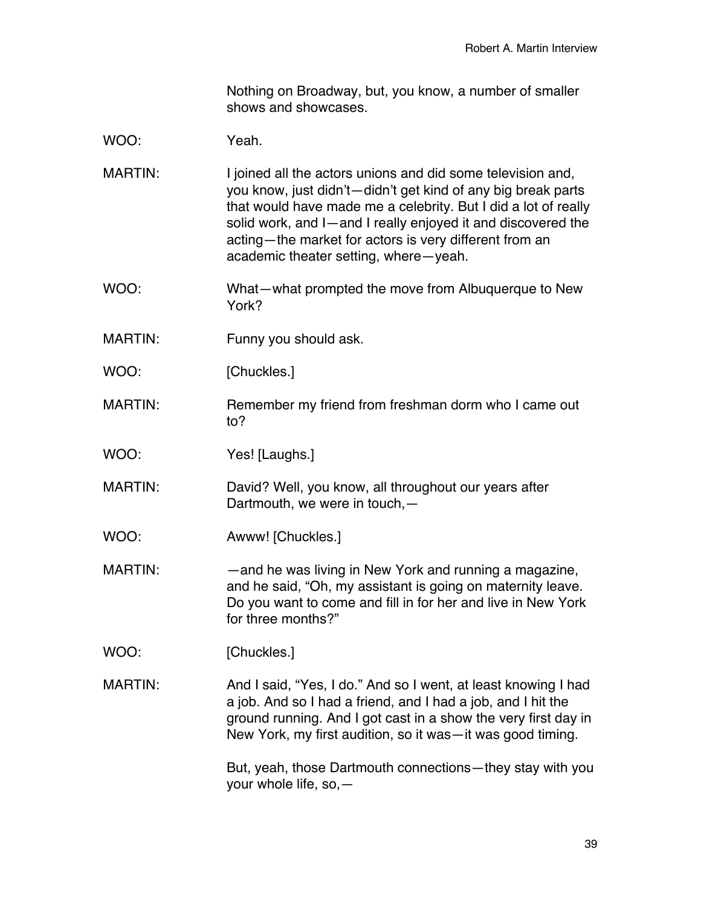Nothing on Broadway, but, you know, a number of smaller shows and showcases.

WOO: Yeah.

MARTIN: I joined all the actors unions and did some television and, you know, just didn't—didn't get kind of any big break parts that would have made me a celebrity. But I did a lot of really solid work, and I—and I really enjoyed it and discovered the acting—the market for actors is very different from an academic theater setting, where—yeah.

WOO: What—what prompted the move from Albuquerque to New York?

MARTIN: Funny you should ask.

WOO: [Chuckles.]

MARTIN: Remember my friend from freshman dorm who I came out to?

WOO: Yes! [Laughs.]

MARTIN: David? Well, you know, all throughout our years after Dartmouth, we were in touch,—

WOO: Awww! [Chuckles.]

MARTIN: —and he was living in New York and running a magazine, and he said, "Oh, my assistant is going on maternity leave. Do you want to come and fill in for her and live in New York for three months?"

WOO: [Chuckles.]

MARTIN: And I said, "Yes, I do." And so I went, at least knowing I had a job. And so I had a friend, and I had a job, and I hit the ground running. And I got cast in a show the very first day in New York, my first audition, so it was—it was good timing.

But, yeah, those Dartmouth connections—they stay with you your whole life, so,—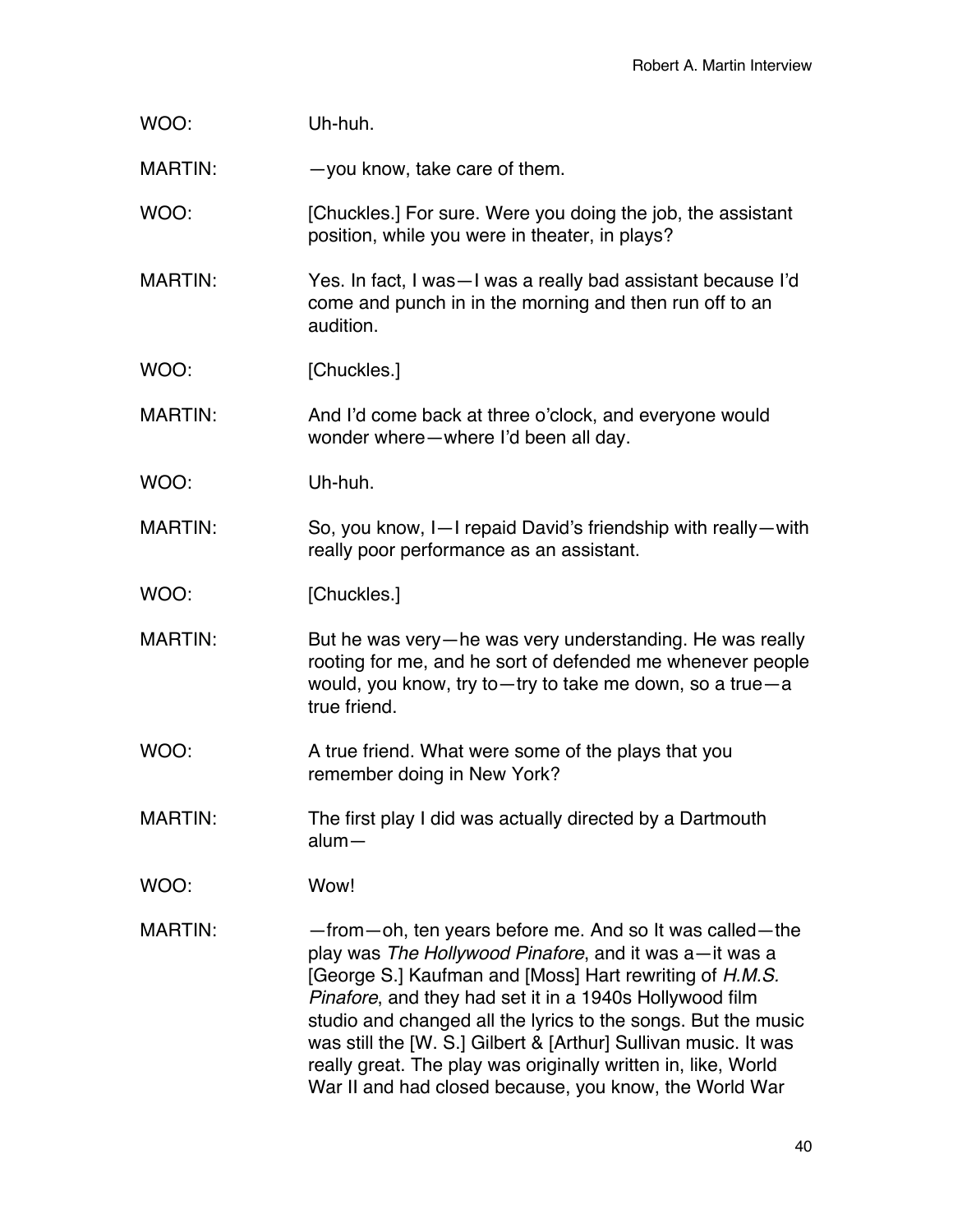WOO: Uh-huh.

MARTIN: —you know, take care of them.

WOO: [Chuckles.] For sure. Were you doing the job, the assistant position, while you were in theater, in plays?

MARTIN: Yes. In fact, I was—I was a really bad assistant because I'd come and punch in in the morning and then run off to an audition.

WOO: [Chuckles.]

MARTIN: And I'd come back at three o'clock, and everyone would wonder where—where I'd been all day.

WOO: Uh-huh.

MARTIN: So, you know, I—I repaid David's friendship with really—with really poor performance as an assistant.

WOO: [Chuckles.]

MARTIN: But he was very—he was very understanding. He was really rooting for me, and he sort of defended me whenever people would, you know, try to—try to take me down, so a true—a true friend.

WOO: A true friend. What were some of the plays that you remember doing in New York?

MARTIN: The first play I did was actually directed by a Dartmouth alum—

WOO: Wow!

MARTIN: —from—oh, ten years before me. And so It was called—the play was *The Hollywood Pinafore*, and it was a—it was a [George S.] Kaufman and [Moss] Hart rewriting of *H.M.S. Pinafore*, and they had set it in a 1940s Hollywood film studio and changed all the lyrics to the songs. But the music was still the [W. S.] Gilbert & [Arthur] Sullivan music. It was really great. The play was originally written in, like, World War II and had closed because, you know, the World War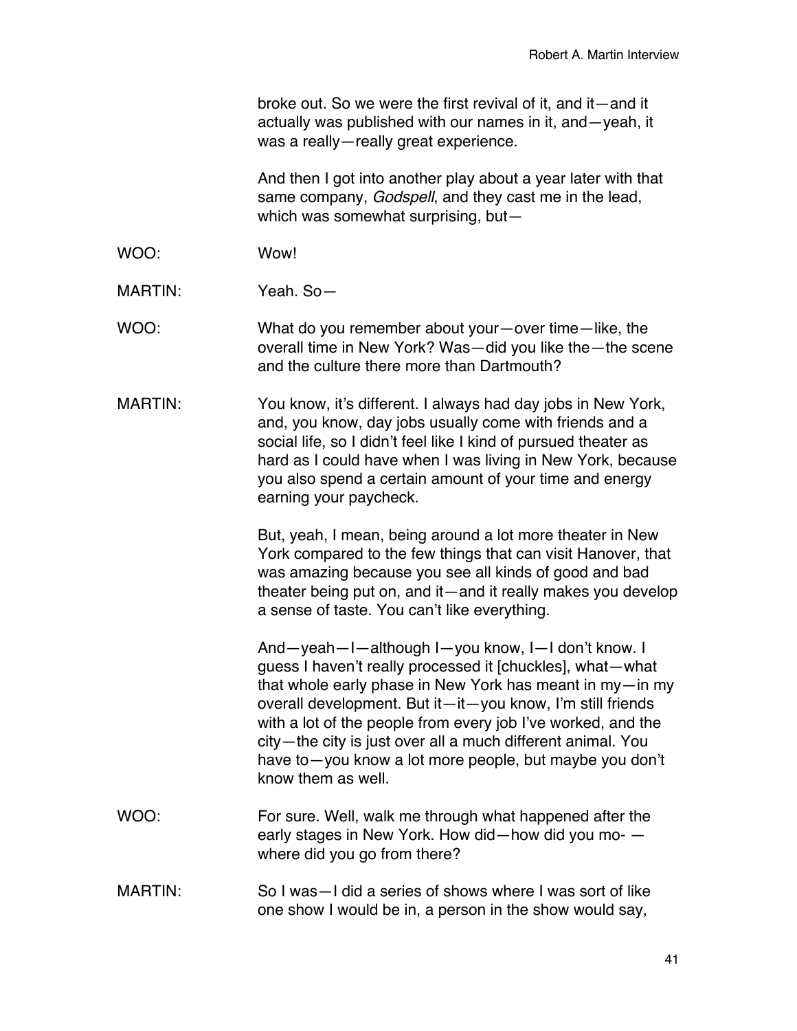broke out. So we were the first revival of it, and it—and it actually was published with our names in it, and—yeah, it was a really—really great experience.

And then I got into another play about a year later with that same company, *Godspell*, and they cast me in the lead, which was somewhat surprising, but—

WOO: Wow!

MARTIN: Yeah. So—

WOO: What do you remember about your—over time—like, the overall time in New York? Was—did you like the—the scene and the culture there more than Dartmouth?

MARTIN: You know, it's different. I always had day jobs in New York, and, you know, day jobs usually come with friends and a social life, so I didn't feel like I kind of pursued theater as hard as I could have when I was living in New York, because you also spend a certain amount of your time and energy earning your paycheck.

But, yeah, I mean, being around a lot more theater in New York compared to the few things that can visit Hanover, that was amazing because you see all kinds of good and bad theater being put on, and it—and it really makes you develop a sense of taste. You can't like everything.

And—yeah—I—although I—you know, I—I don't know. I guess I haven't really processed it [chuckles], what—what that whole early phase in New York has meant in my—in my overall development. But it—it—you know, I'm still friends with a lot of the people from every job I've worked, and the city—the city is just over all a much different animal. You have to—you know a lot more people, but maybe you don't know them as well.

WOO: For sure. Well, walk me through what happened after the early stages in New York. How did—how did you mo- —where did you go from there?

MARTIN: So I was—I did a series of shows where I was sort of like one show I would be in, a person in the show would say,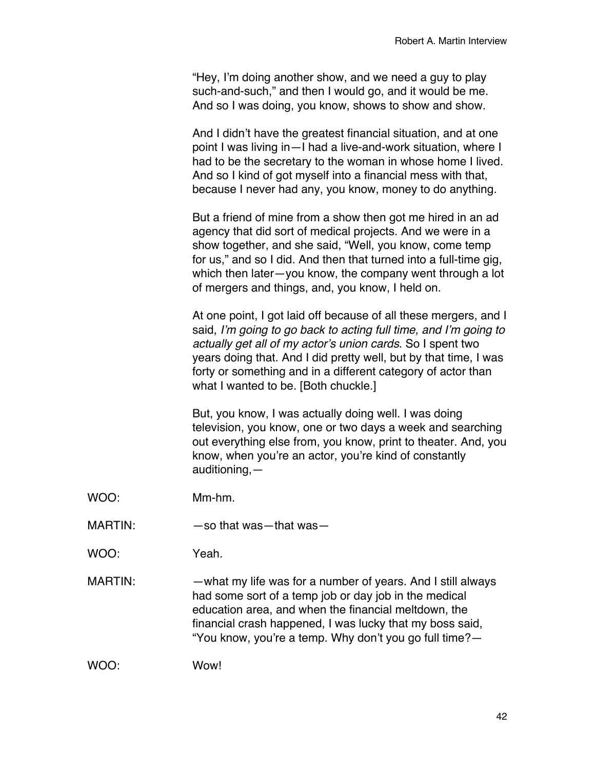"Hey, I'm doing another show, and we need a guy to play such-and-such," and then I would go, and it would be me. And so I was doing, you know, shows to show and show.

And I didn't have the greatest financial situation, and at one point I was living in—I had a live-and-work situation, where I had to be the secretary to the woman in whose home I lived. And so I kind of got myself into a financial mess with that, because I never had any, you know, money to do anything.

But a friend of mine from a show then got me hired in an ad agency that did sort of medical projects. And we were in a show together, and she said, "Well, you know, come temp for us," and so I did. And then that turned into a full-time gig, which then later—you know, the company went through a lot of mergers and things, and, you know, I held on.

At one point, I got laid off because of all these mergers, and I said, *I'm going to go back to acting full time, and I'm going to actually get all of my actor's union cards*. So I spent two years doing that. And I did pretty well, but by that time, I was forty or something and in a different category of actor than what I wanted to be. [Both chuckle.]

But, you know, I was actually doing well. I was doing television, you know, one or two days a week and searching out everything else from, you know, print to theater. And, you know, when you're an actor, you're kind of constantly auditioning,—

WOO: Mm-hm.

MARTIN: —so that was—that was—

WOO: Yeah.

MARTIN: —what my life was for a number of years. And I still always had some sort of a temp job or day job in the medical education area, and when the financial meltdown, the financial crash happened, I was lucky that my boss said, "You know, you're a temp. Why don't you go full time?—

WOO: Wow!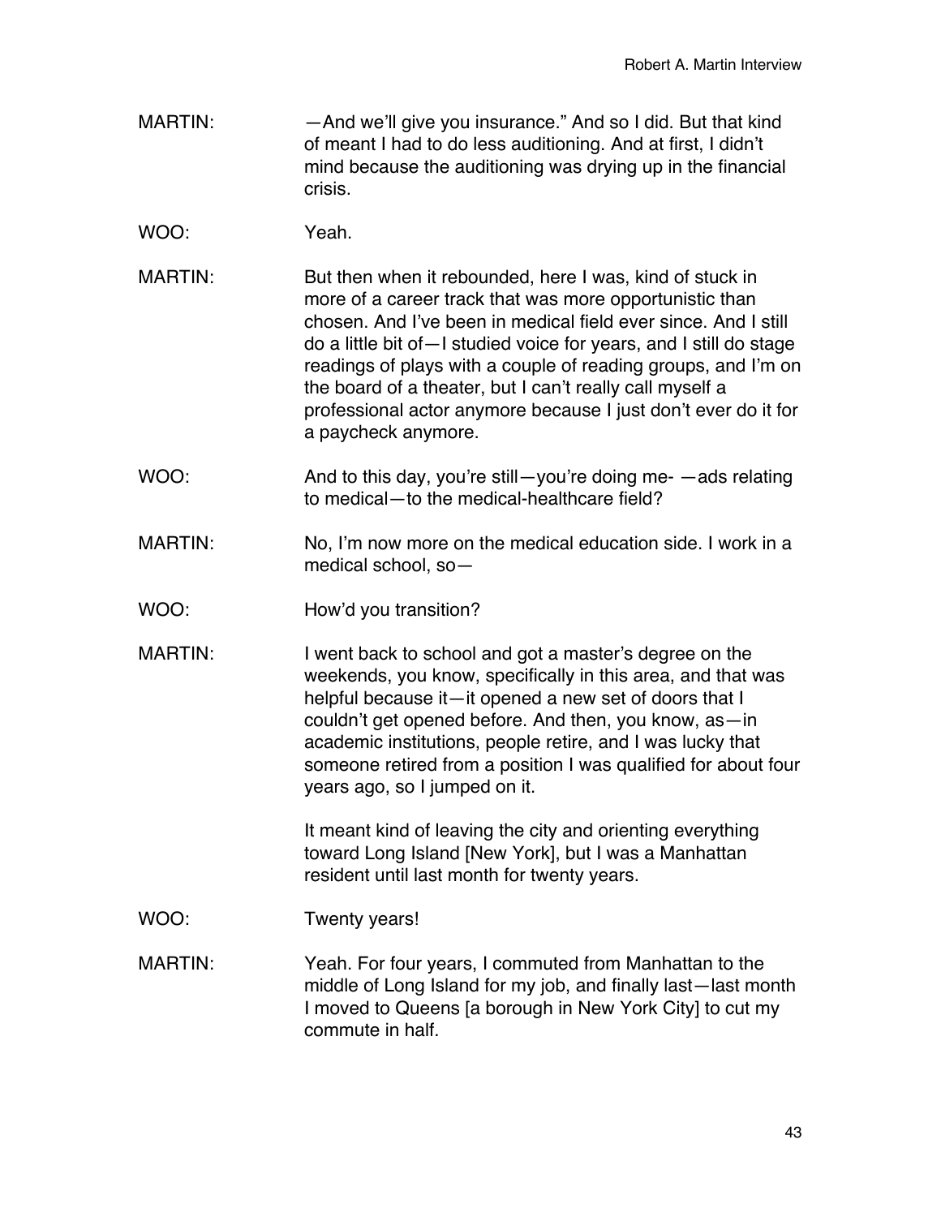MARTIN: —And we'll give you insurance." And so I did. But that kind of meant I had to do less auditioning. And at first, I didn't mind because the auditioning was drying up in the financial crisis.

WOO: Yeah.

MARTIN: But then when it rebounded, here I was, kind of stuck in more of a career track that was more opportunistic than chosen. And I've been in medical field ever since. And I still do a little bit of—I studied voice for years, and I still do stage readings of plays with a couple of reading groups, and I'm on the board of a theater, but I can't really call myself a professional actor anymore because I just don't ever do it for a paycheck anymore.

WOO: And to this day, you're still—you're doing me- —ads relating to medical—to the medical-healthcare field?

MARTIN: No, I'm now more on the medical education side. I work in a medical school, so—

WOO: How'd you transition?

MARTIN: I went back to school and got a master's degree on the weekends, you know, specifically in this area, and that was helpful because it—it opened a new set of doors that I couldn't get opened before. And then, you know, as—in academic institutions, people retire, and I was lucky that someone retired from a position I was qualified for about four years ago, so I jumped on it.

It meant kind of leaving the city and orienting everything toward Long Island [New York], but I was a Manhattan resident until last month for twenty years.

WOO: Twenty years!

MARTIN: Yeah. For four years, I commuted from Manhattan to the middle of Long Island for my job, and finally last—last month I moved to Queens [a borough in New York City] to cut my commute in half.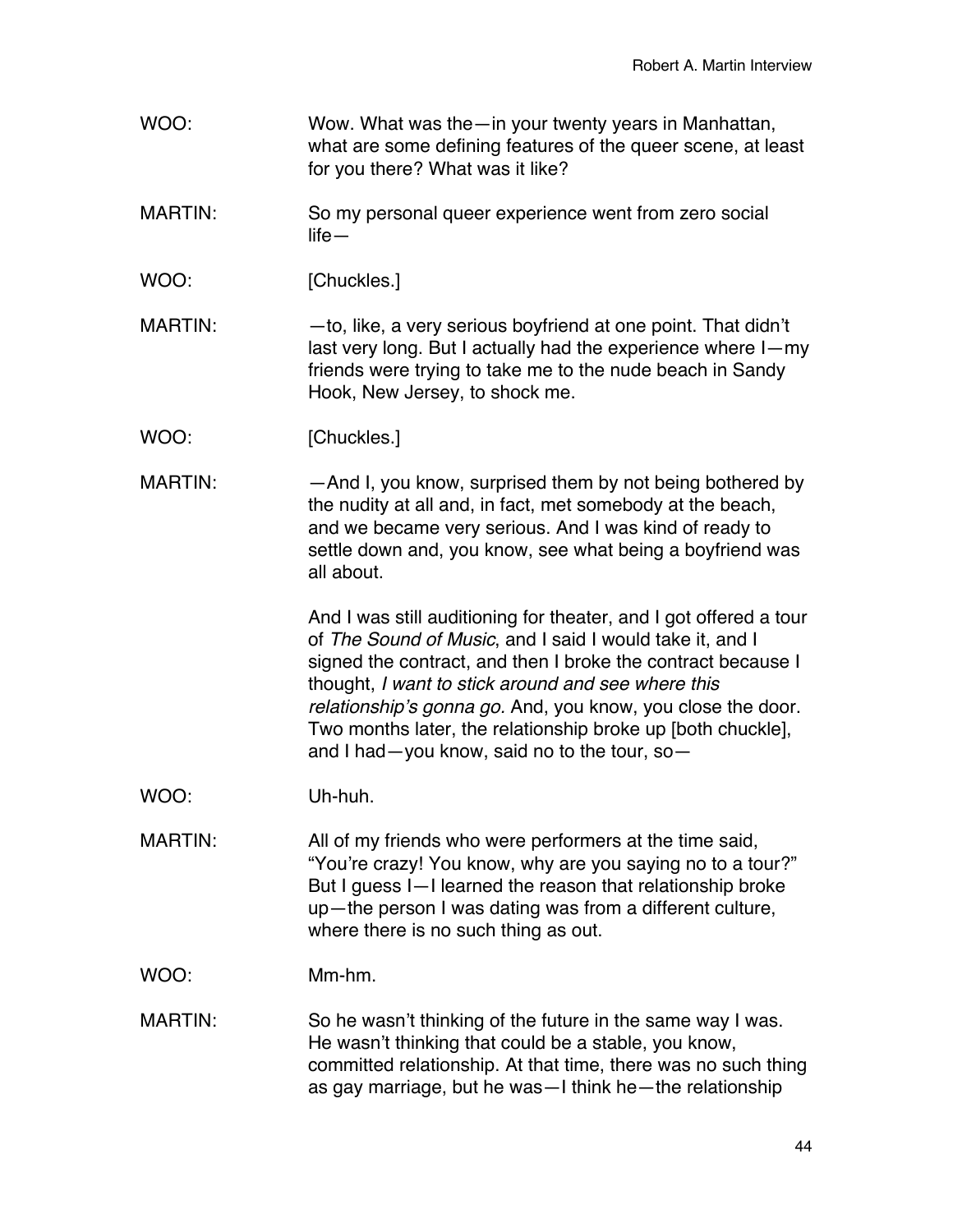WOO: Wow. What was the—in your twenty years in Manhattan, what are some defining features of the queer scene, at least for you there? What was it like?

MARTIN: So my personal queer experience went from zero social life—

WOO: [Chuckles.]

MARTIN: —to, like, a very serious boyfriend at one point. That didn't last very long. But I actually had the experience where I—my friends were trying to take me to the nude beach in Sandy Hook, New Jersey, to shock me.

WOO: [Chuckles.]

MARTIN: —And I, you know, surprised them by not being bothered by the nudity at all and, in fact, met somebody at the beach, and we became very serious. And I was kind of ready to settle down and, you know, see what being a boyfriend was all about.

And I was still auditioning for theater, and I got offered a tour of *The Sound of Music*, and I said I would take it, and I signed the contract, and then I broke the contract because I thought, *I want to stick around and see where this relationship's gonna go.* And, you know, you close the door. Two months later, the relationship broke up [both chuckle], and I had—you know, said no to the tour, so—

WOO: Uh-huh.

MARTIN: All of my friends who were performers at the time said, "You're crazy! You know, why are you saying no to a tour?" But I guess I—I learned the reason that relationship broke up—the person I was dating was from a different culture, where there is no such thing as out.

WOO: Mm-hm.

MARTIN: So he wasn't thinking of the future in the same way I was. He wasn't thinking that could be a stable, you know, committed relationship. At that time, there was no such thing as gay marriage, but he was—I think he—the relationship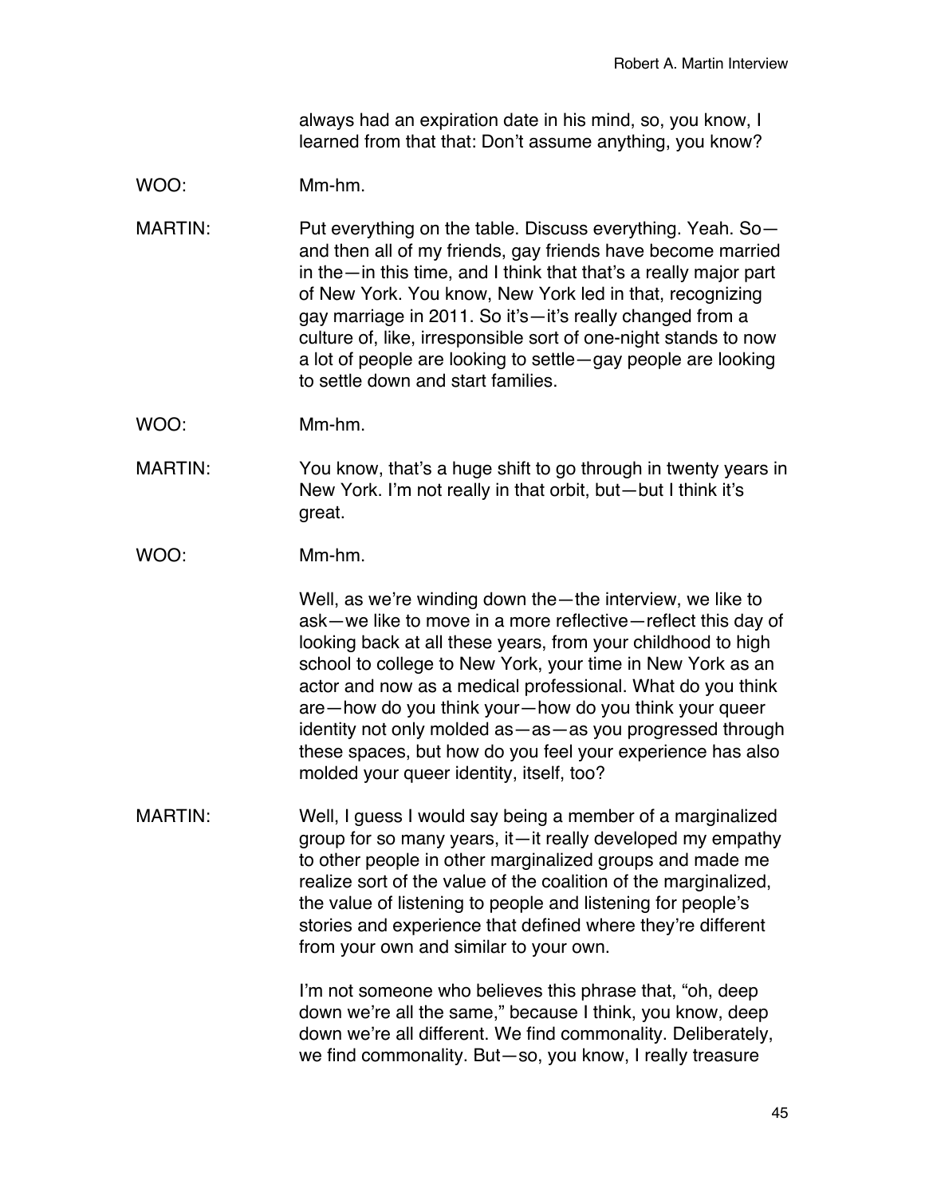always had an expiration date in his mind, so, you know, I learned from that that: Don't assume anything, you know?

WOO: Mm-hm.

MARTIN: Put everything on the table. Discuss everything. Yeah. So—and then all of my friends, gay friends have become married in the—in this time, and I think that that's a really major part of New York. You know, New York led in that, recognizing gay marriage in 2011. So it's—it's really changed from a culture of, like, irresponsible sort of one-night stands to now a lot of people are looking to settle—gay people are looking to settle down and start families.

WOO: Mm-hm.

MARTIN: You know, that's a huge shift to go through in twenty years in New York. I'm not really in that orbit, but—but I think it's great.

WOO: Mm-hm.

Well, as we're winding down the—the interview, we like to ask—we like to move in a more reflective—reflect this day of looking back at all these years, from your childhood to high school to college to New York, your time in New York as an actor and now as a medical professional. What do you think are—how do you think your—how do you think your queer identity not only molded as—as—as you progressed through these spaces, but how do you feel your experience has also molded your queer identity, itself, too?

MARTIN: Well, I guess I would say being a member of a marginalized group for so many years, it—it really developed my empathy to other people in other marginalized groups and made me realize sort of the value of the coalition of the marginalized, the value of listening to people and listening for people's stories and experience that defined where they're different from your own and similar to your own.

I'm not someone who believes this phrase that, "oh, deep down we're all the same," because I think, you know, deep down we're all different. We find commonality. Deliberately, we find commonality. But—so, you know, I really treasure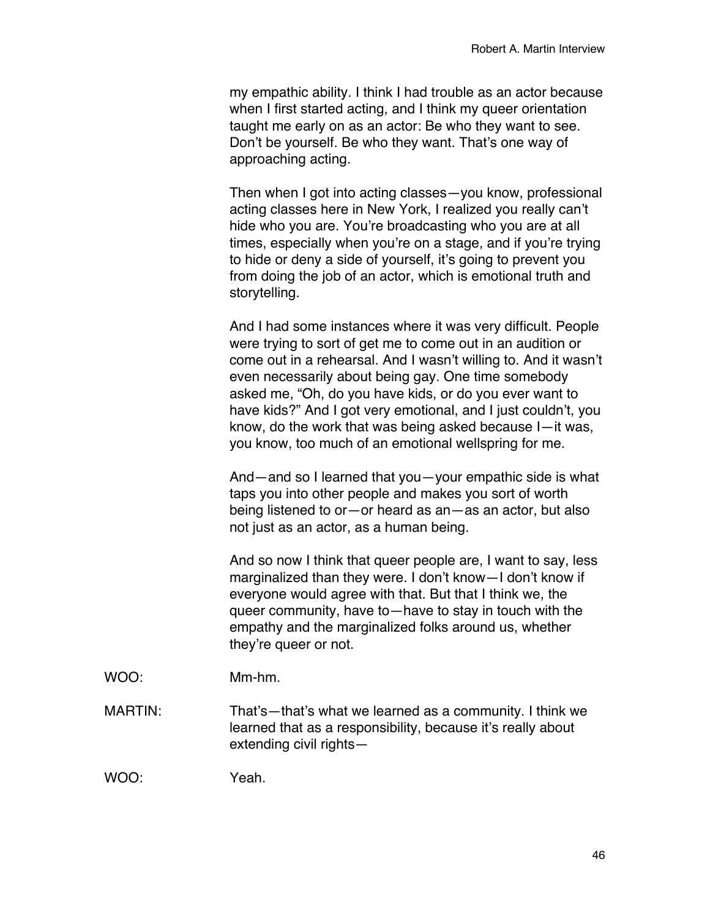my empathic ability. I think I had trouble as an actor because when I first started acting, and I think my queer orientation taught me early on as an actor: Be who they want to see. Don't be yourself. Be who they want. That's one way of approaching acting.

Then when I got into acting classes—you know, professional acting classes here in New York, I realized you really can't hide who you are. You're broadcasting who you are at all times, especially when you're on a stage, and if you're trying to hide or deny a side of yourself, it's going to prevent you from doing the job of an actor, which is emotional truth and storytelling.

And I had some instances where it was very difficult. People were trying to sort of get me to come out in an audition or come out in a rehearsal. And I wasn't willing to. And it wasn't even necessarily about being gay. One time somebody asked me, "Oh, do you have kids, or do you ever want to have kids?" And I got very emotional, and I just couldn't, you know, do the work that was being asked because I—it was, you know, too much of an emotional wellspring for me.

And—and so I learned that you—your empathic side is what taps you into other people and makes you sort of worth being listened to or—or heard as an—as an actor, but also not just as an actor, as a human being.

And so now I think that queer people are, I want to say, less marginalized than they were. I don't know—I don't know if everyone would agree with that. But that I think we, the queer community, have to—have to stay in touch with the empathy and the marginalized folks around us, whether they're queer or not.

WOO: Mm-hm.

MARTIN: That's—that's what we learned as a community. I think we learned that as a responsibility, because it's really about extending civil rights—

WOO: Yeah.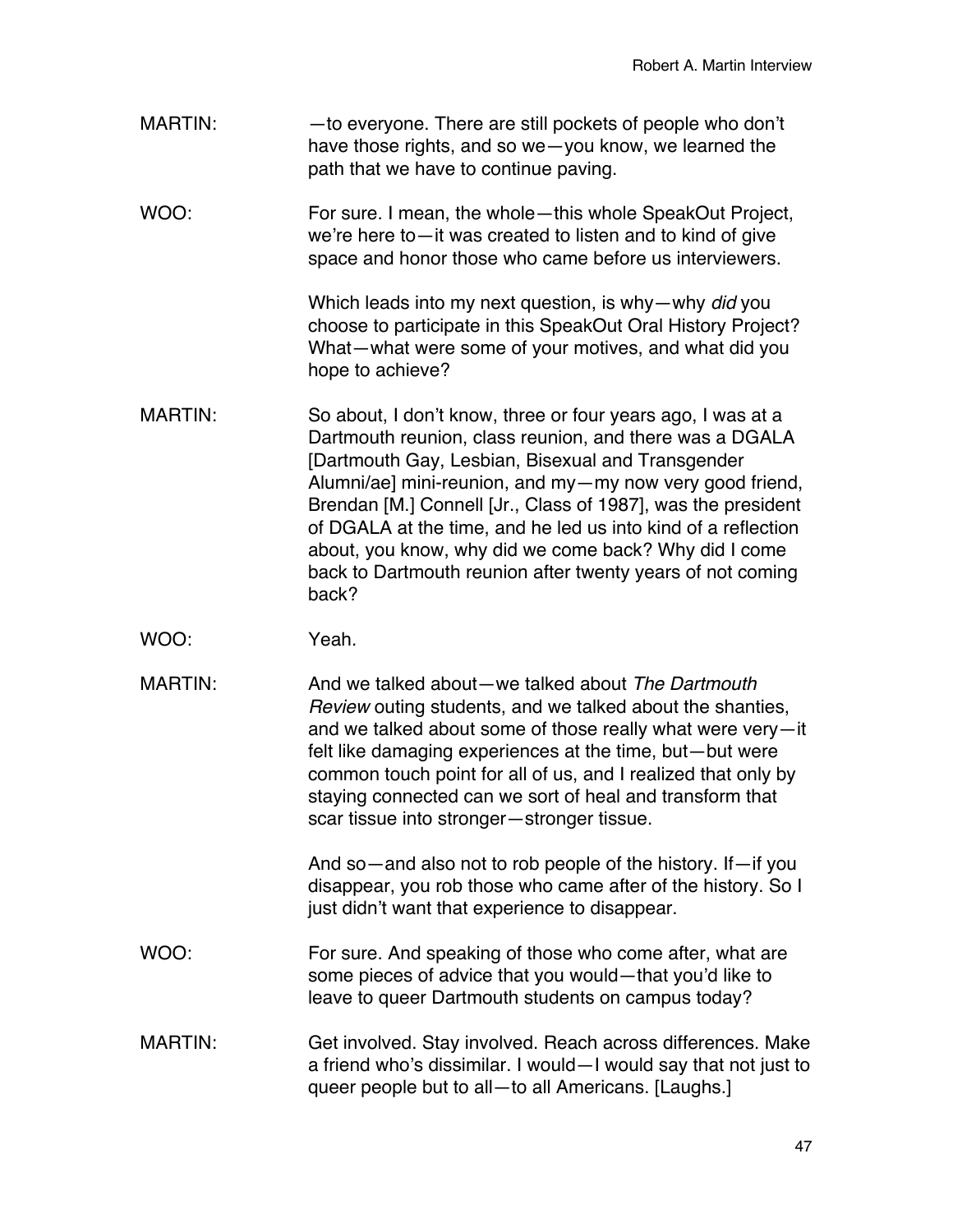MARTIN: —to everyone. There are still pockets of people who don't have those rights, and so we—you know, we learned the path that we have to continue paving.

WOO: For sure. I mean, the whole—this whole SpeakOut Project, we're here to—it was created to listen and to kind of give space and honor those who came before us interviewers.

Which leads into my next question, is why—why *did* you choose to participate in this SpeakOut Oral History Project? What—what were some of your motives, and what did you hope to achieve?

MARTIN: So about, I don't know, three or four years ago, I was at a Dartmouth reunion, class reunion, and there was a DGALA [Dartmouth Gay, Lesbian, Bisexual and Transgender Alumni/ae] mini-reunion, and my—my now very good friend, Brendan [M.] Connell [Jr., Class of 1987], was the president of DGALA at the time, and he led us into kind of a reflection about, you know, why did we come back? Why did I come back to Dartmouth reunion after twenty years of not coming back?

WOO: Yeah.

MARTIN: And we talked about—we talked about *The Dartmouth Review* outing students, and we talked about the shanties, and we talked about some of those really what were very—it felt like damaging experiences at the time, but—but were common touch point for all of us, and I realized that only by staying connected can we sort of heal and transform that scar tissue into stronger—stronger tissue.

And so—and also not to rob people of the history. If—if you disappear, you rob those who came after of the history. So I just didn't want that experience to disappear.

WOO: For sure. And speaking of those who come after, what are some pieces of advice that you would—that you'd like to leave to queer Dartmouth students on campus today?

MARTIN: Get involved. Stay involved. Reach across differences. Make a friend who's dissimilar. I would—I would say that not just to queer people but to all—to all Americans. [Laughs.]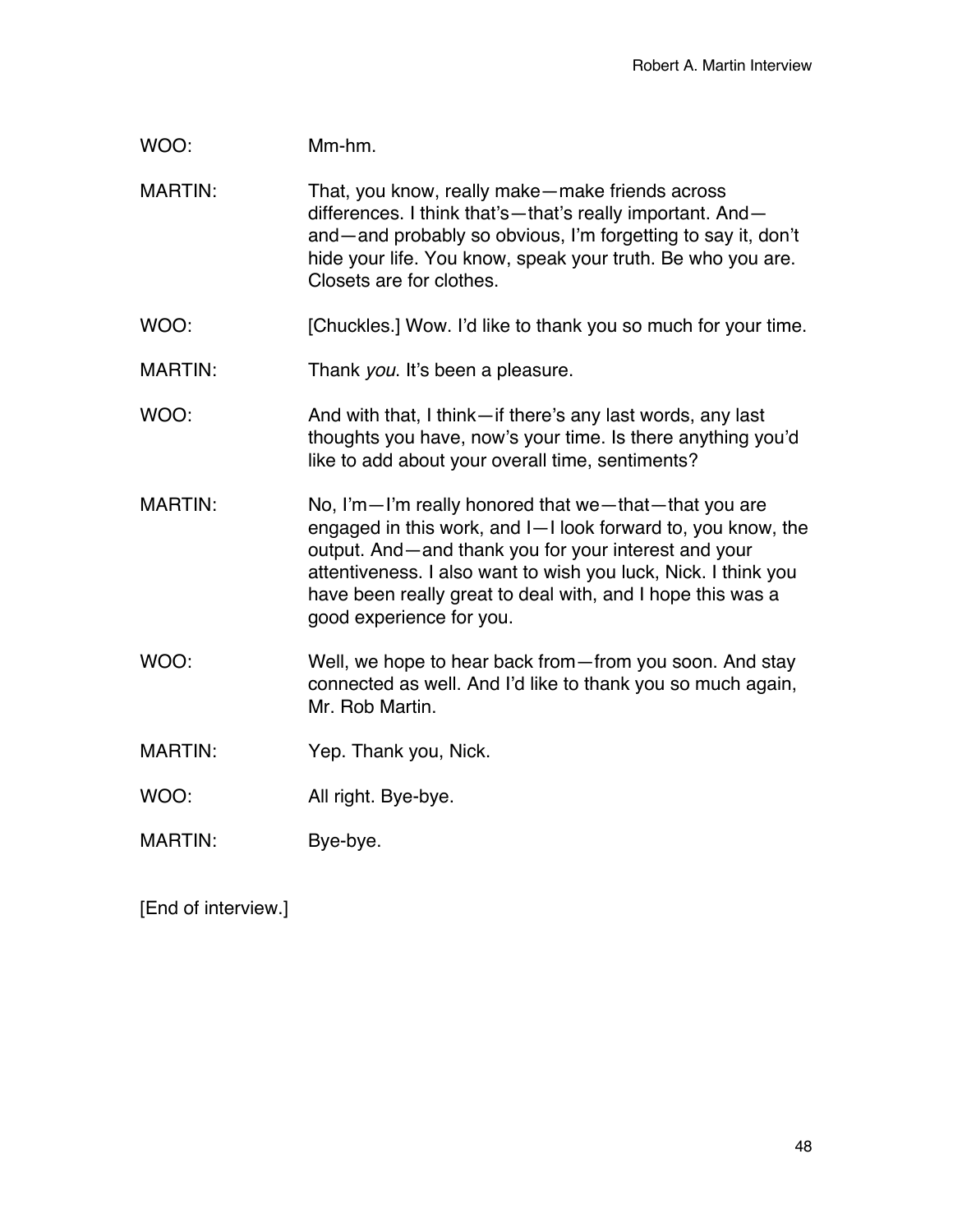WOO: Mm-hm.

MARTIN: That, you know, really make—make friends across differences. I think that's—that's really important. And—and—and probably so obvious, I'm forgetting to say it, don't hide your life. You know, speak your truth. Be who you are. Closets are for clothes.

WOO: [Chuckles.] Wow. I'd like to thank you so much for your time.

MARTIN: Thank *you*. It's been a pleasure.

WOO: And with that, I think—if there's any last words, any last thoughts you have, now's your time. Is there anything you'd like to add about your overall time, sentiments?

MARTIN: No, I'm—I'm really honored that we—that—that you are engaged in this work, and I—I look forward to, you know, the output. And—and thank you for your interest and your attentiveness. I also want to wish you luck, Nick. I think you have been really great to deal with, and I hope this was a good experience for you.

WOO: Well, we hope to hear back from—from you soon. And stay connected as well. And I'd like to thank you so much again, Mr. Rob Martin.

MARTIN: Yep. Thank you, Nick.

WOO: All right. Bye-bye.

MARTIN: Bye-bye.

[End of interview.]